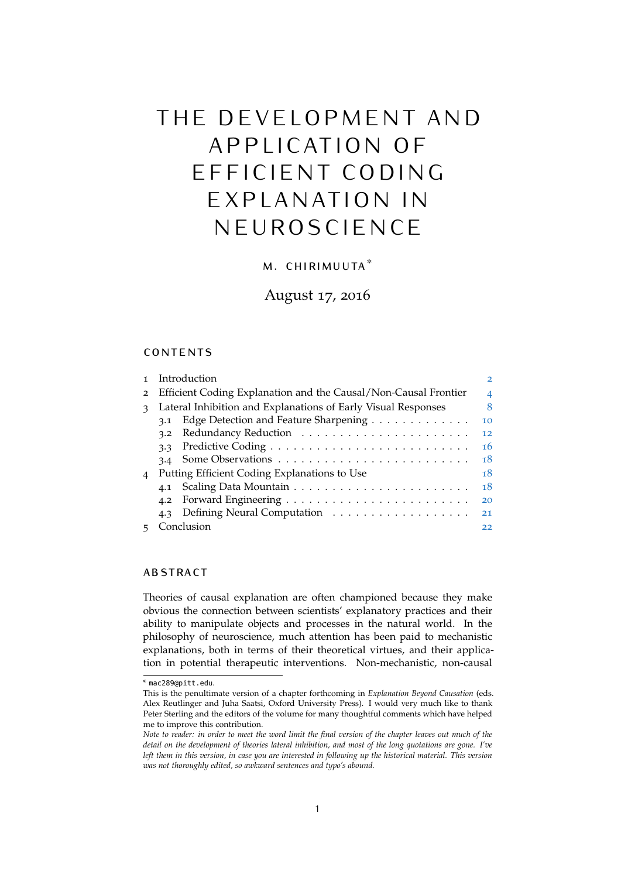# THE DEVELOPMENT AND APPLICATION OF EFFICIENT CODING EXPLANATION IN NEUROSCIENCE

M. CHIRIMUUTA*

August 17, 2016

## CONTENTS

1 Introduction 2
2 Efficient Coding Explanation and the Causal/Non-Causal Frontier 4
3 Lateral Inhibition and Explanations of Early Visual Responses 8
  3.1 Edge Detection and Feature Sharpening 10
  3.2 Redundancy Reduction 12
  3.3 Predictive Coding 16
  3.4 Some Observations 18
4 Putting Efficient Coding Explanations to Use 18
  4.1 Scaling Data Mountain 18
  4.2 Forward Engineering 20
  4.3 Defining Neural Computation 21
5 Conclusion 22

## ABSTRACT

Theories of causal explanation are often championed because they make obvious the connection between scientists' explanatory practices and their ability to manipulate objects and processes in the natural world. In the philosophy of neuroscience, much attention has been paid to mechanistic explanations, both in terms of their theoretical virtues, and their application in potential therapeutic interventions. Non-mechanistic, non-causal

---

* mac289@pitt.edu.

This is the penultimate version of a chapter forthcoming in *Explanation Beyond Causation* (eds. Alex Reutlinger and Juha Saatsi, Oxford University Press). I would very much like to thank Peter Sterling and the editors of the volume for many thoughtful comments which have helped me to improve this contribution.

*Note to reader: in order to meet the word limit the final version of the chapter leaves out much of the detail on the development of theories lateral inhibition, and most of the long quotations are gone. I've left them in this version, in case you are interested in following up the historical material. This version was not thoroughly edited, so awkward sentences and typo's abound.*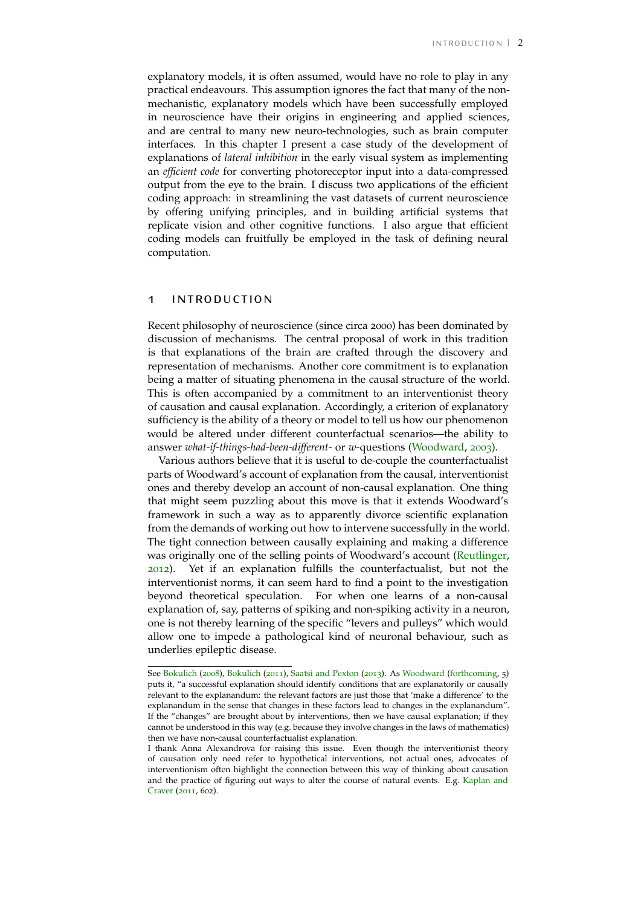explanatory models, it is often assumed, would have no role to play in any practical endeavours. This assumption ignores the fact that many of the non-mechanistic, explanatory models which have been successfully employed in neuroscience have their origins in engineering and applied sciences, and are central to many new neuro-technologies, such as brain computer interfaces. In this chapter I present a case study of the development of explanations of *lateral inhibition* in the early visual system as implementing an *efficient code* for converting photoreceptor input into a data-compressed output from the eye to the brain. I discuss two applications of the efficient coding approach: in streamlining the vast datasets of current neuroscience by offering unifying principles, and in building artificial systems that replicate vision and other cognitive functions. I also argue that efficient coding models can fruitfully be employed in the task of defining neural computation.

## 1 INTRODUCTION

Recent philosophy of neuroscience (since circa 2000) has been dominated by discussion of mechanisms. The central proposal of work in this tradition is that explanations of the brain are crafted through the discovery and representation of mechanisms. Another core commitment is to explanation being a matter of situating phenomena in the causal structure of the world. This is often accompanied by a commitment to an interventionist theory of causation and causal explanation. Accordingly, a criterion of explanatory sufficiency is the ability of a theory or model to tell us how our phenomenon would be altered under different counterfactual scenarios—the ability to answer *what-if-things-had-been-different-* or *w*-questions (Woodward, 2003).

Various authors believe that it is useful to de-couple the counterfactualist parts of Woodward's account of explanation from the causal, interventionist ones and thereby develop an account of non-causal explanation. One thing that might seem puzzling about this move is that it extends Woodward's framework in such a way as to apparently divorce scientific explanation from the demands of working out how to intervene successfully in the world. The tight connection between causally explaining and making a difference was originally one of the selling points of Woodward's account (Reutlinger, 2012). Yet if an explanation fulfills the counterfactualist, but not the interventionist norms, it can seem hard to find a point to the investigation beyond theoretical speculation. For when one learns of a non-causal explanation of, say, patterns of spiking and non-spiking activity in a neuron, one is not thereby learning of the specific "levers and pulleys" which would allow one to impede a pathological kind of neuronal behaviour, such as underlies epileptic disease.

---

See Bokulich (2008), Bokulich (2011), Saatsi and Pexton (2013). As Woodward (forthcoming, 5) puts it, "a successful explanation should identify conditions that are explanatorily or causally relevant to the explanandum: the relevant factors are just those that 'make a difference' to the explanandum in the sense that changes in these factors lead to changes in the explanandum". If the "changes" are brought about by interventions, then we have causal explanation; if they cannot be understood in this way (e.g. because they involve changes in the laws of mathematics) then we have non-causal counterfactualist explanation.

I thank Anna Alexandrova for raising this issue. Even though the interventionist theory of causation only need refer to hypothetical interventions, not actual ones, advocates of interventionism often highlight the connection between this way of thinking about causation and the practice of figuring out ways to alter the course of natural events. E.g. Kaplan and Craver (2011, 602).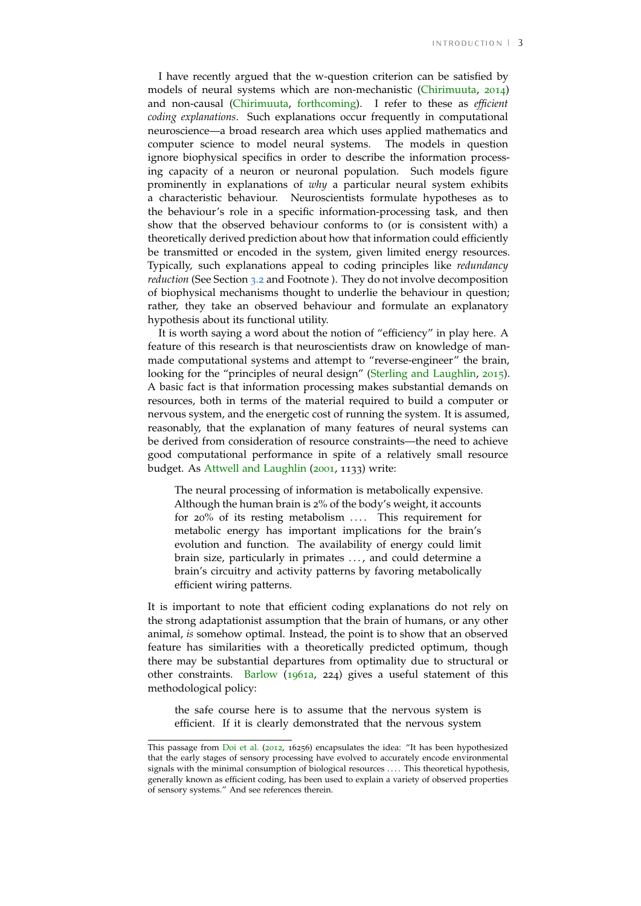I have recently argued that the w-question criterion can be satisfied by models of neural systems which are non-mechanistic (Chirimuuta, 2014) and non-causal (Chirimuuta, forthcoming). I refer to these as *efficient coding explanations*. Such explanations occur frequently in computational neuroscience—a broad research area which uses applied mathematics and computer science to model neural systems. The models in question ignore biophysical specifics in order to describe the information processing capacity of a neuron or neuronal population. Such models figure prominently in explanations of *why* a particular neural system exhibits a characteristic behaviour. Neuroscientists formulate hypotheses as to the behaviour's role in a specific information-processing task, and then show that the observed behaviour conforms to (or is consistent with) a theoretically derived prediction about how that information could efficiently be transmitted or encoded in the system, given limited energy resources. Typically, such explanations appeal to coding principles like *redundancy reduction* (See Section 3.2 and Footnote ). They do not involve decomposition of biophysical mechanisms thought to underlie the behaviour in question; rather, they take an observed behaviour and formulate an explanatory hypothesis about its functional utility.

It is worth saying a word about the notion of "efficiency" in play here. A feature of this research is that neuroscientists draw on knowledge of man-made computational systems and attempt to "reverse-engineer" the brain, looking for the "principles of neural design" (Sterling and Laughlin, 2015). A basic fact is that information processing makes substantial demands on resources, both in terms of the material required to build a computer or nervous system, and the energetic cost of running the system. It is assumed, reasonably, that the explanation of many features of neural systems can be derived from consideration of resource constraints—the need to achieve good computational performance in spite of a relatively small resource budget. As Attwell and Laughlin (2001, 1133) write:

> The neural processing of information is metabolically expensive. Although the human brain is 2% of the body's weight, it accounts for 20% of its resting metabolism .... This requirement for metabolic energy has important implications for the brain's evolution and function. The availability of energy could limit brain size, particularly in primates ..., and could determine a brain's circuitry and activity patterns by favoring metabolically efficient wiring patterns.

It is important to note that efficient coding explanations do not rely on the strong adaptationist assumption that the brain of humans, or any other animal, *is* somehow optimal. Instead, the point is to show that an observed feature has similarities with a theoretically predicted optimum, though there may be substantial departures from optimality due to structural or other constraints. Barlow (1961a, 224) gives a useful statement of this methodological policy:

> the safe course here is to assume that the nervous system is efficient. If it is clearly demonstrated that the nervous system

---

This passage from Doi et al. (2012, 16256) encapsulates the idea: "It has been hypothesized that the early stages of sensory processing have evolved to accurately encode environmental signals with the minimal consumption of biological resources .... This theoretical hypothesis, generally known as efficient coding, has been used to explain a variety of observed properties of sensory systems." And see references therein.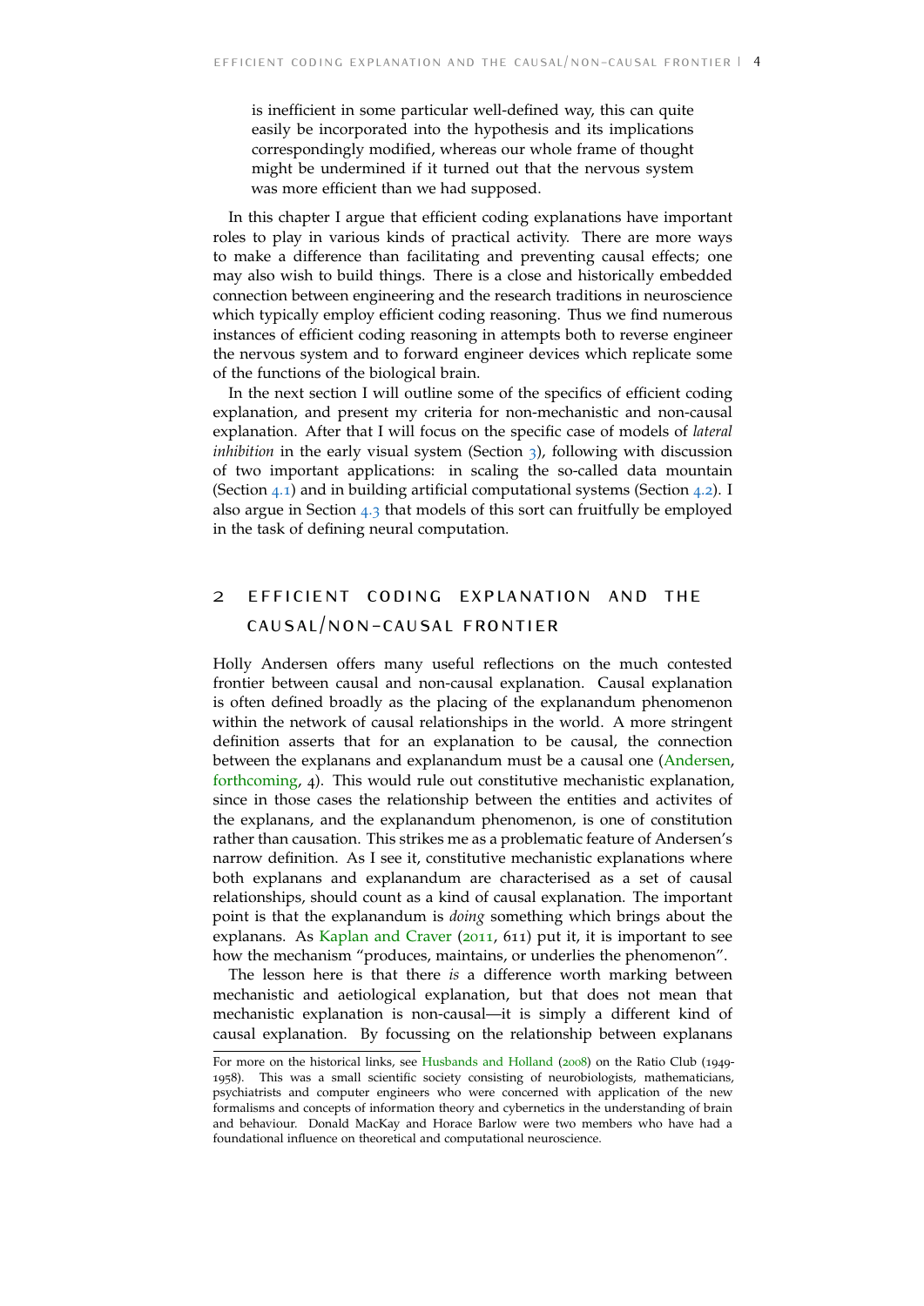is inefficient in some particular well-defined way, this can quite easily be incorporated into the hypothesis and its implications correspondingly modified, whereas our whole frame of thought might be undermined if it turned out that the nervous system was more efficient than we had supposed.

In this chapter I argue that efficient coding explanations have important roles to play in various kinds of practical activity. There are more ways to make a difference than facilitating and preventing causal effects; one may also wish to build things. There is a close and historically embedded connection between engineering and the research traditions in neuroscience which typically employ efficient coding reasoning. Thus we find numerous instances of efficient coding reasoning in attempts both to reverse engineer the nervous system and to forward engineer devices which replicate some of the functions of the biological brain.

In the next section I will outline some of the specifics of efficient coding explanation, and present my criteria for non-mechanistic and non-causal explanation. After that I will focus on the specific case of models of *lateral inhibition* in the early visual system (Section 3), following with discussion of two important applications: in scaling the so-called data mountain (Section 4.1) and in building artificial computational systems (Section 4.2). I also argue in Section 4.3 that models of this sort can fruitfully be employed in the task of defining neural computation.

## 2 EFFICIENT CODING EXPLANATION AND THE CAUSAL/NON-CAUSAL FRONTIER

Holly Andersen offers many useful reflections on the much contested frontier between causal and non-causal explanation. Causal explanation is often defined broadly as the placing of the explanandum phenomenon within the network of causal relationships in the world. A more stringent definition asserts that for an explanation to be causal, the connection between the explanans and explanandum must be a causal one (Andersen, forthcoming, 4). This would rule out constitutive mechanistic explanation, since in those cases the relationship between the entities and activites of the explanans, and the explanandum phenomenon, is one of constitution rather than causation. This strikes me as a problematic feature of Andersen's narrow definition. As I see it, constitutive mechanistic explanations where both explanans and explanandum are characterised as a set of causal relationships, should count as a kind of causal explanation. The important point is that the explanandum is *doing* something which brings about the explanans. As Kaplan and Craver (2011, 611) put it, it is important to see how the mechanism "produces, maintains, or underlies the phenomenon".

The lesson here is that there *is* a difference worth marking between mechanistic and aetiological explanation, but that does not mean that mechanistic explanation is non-causal—it is simply a different kind of causal explanation. By focussing on the relationship between explanans

For more on the historical links, see Husbands and Holland (2008) on the Ratio Club (1949-1958). This was a small scientific society consisting of neurobiologists, mathematicians, psychiatrists and computer engineers who were concerned with application of the new formalisms and concepts of information theory and cybernetics in the understanding of brain and behaviour. Donald MacKay and Horace Barlow were two members who have had a foundational influence on theoretical and computational neuroscience.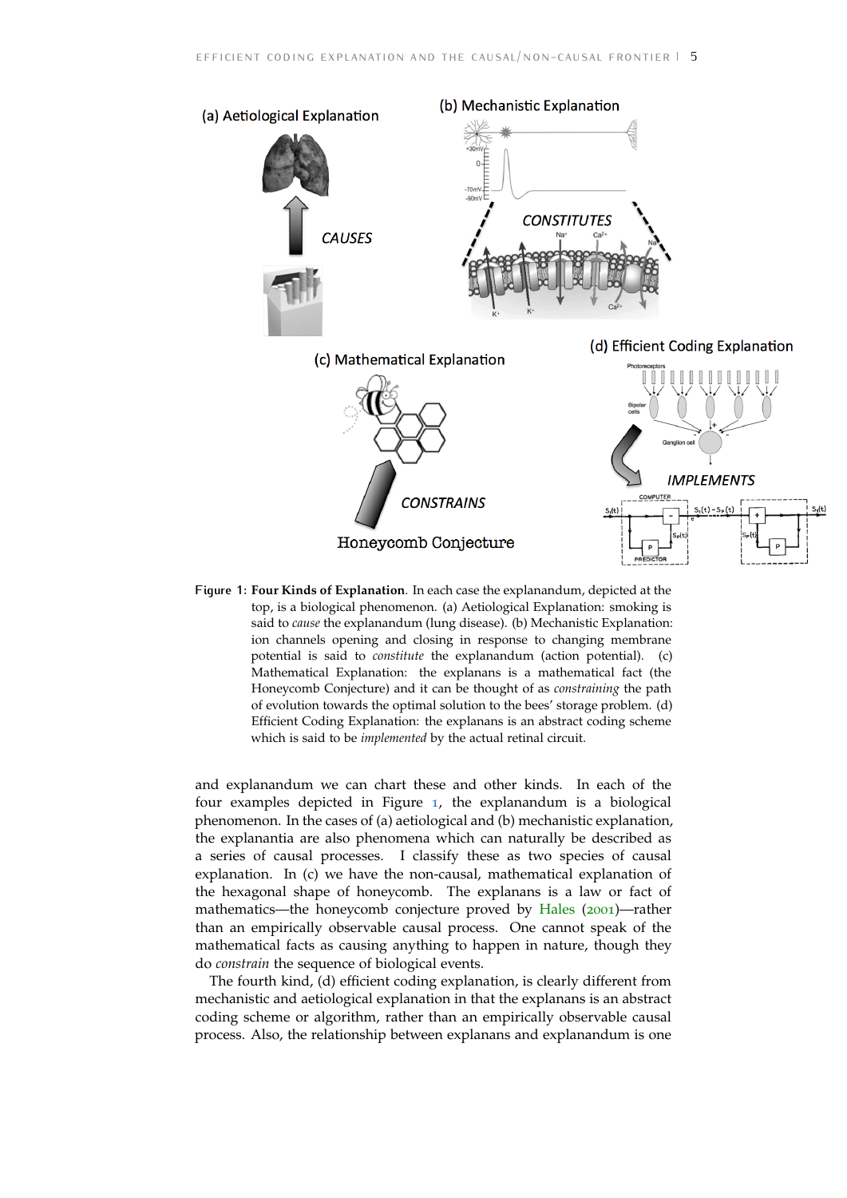Figure 1: **Four Kinds of Explanation**. In each case the explanandum, depicted at the top, is a biological phenomenon. (a) Aetiological Explanation: smoking is said to *cause* the explanandum (lung disease). (b) Mechanistic Explanation: ion channels opening and closing in response to changing membrane potential is said to *constitute* the explanandum (action potential). (c) Mathematical Explanation: the explanans is a mathematical fact (the Honeycomb Conjecture) and it can be thought of as *constraining* the path of evolution towards the optimal solution to the bees' storage problem. (d) Efficient Coding Explanation: the explanans is an abstract coding scheme which is said to be *implemented* by the actual retinal circuit.

and explanandum we can chart these and other kinds. In each of the four examples depicted in Figure 1, the explanandum is a biological phenomenon. In the cases of (a) aetiological and (b) mechanistic explanation, the explanantia are also phenomena which can naturally be described as a series of causal processes. I classify these as two species of causal explanation. In (c) we have the non-causal, mathematical explanation of the hexagonal shape of honeycomb. The explanans is a law or fact of mathematics—the honeycomb conjecture proved by Hales (2001)—rather than an empirically observable causal process. One cannot speak of the mathematical facts as causing anything to happen in nature, though they do *constrain* the sequence of biological events.

The fourth kind, (d) efficient coding explanation, is clearly different from mechanistic and aetiological explanation in that the explanans is an abstract coding scheme or algorithm, rather than an empirically observable causal process. Also, the relationship between explanans and explanandum is one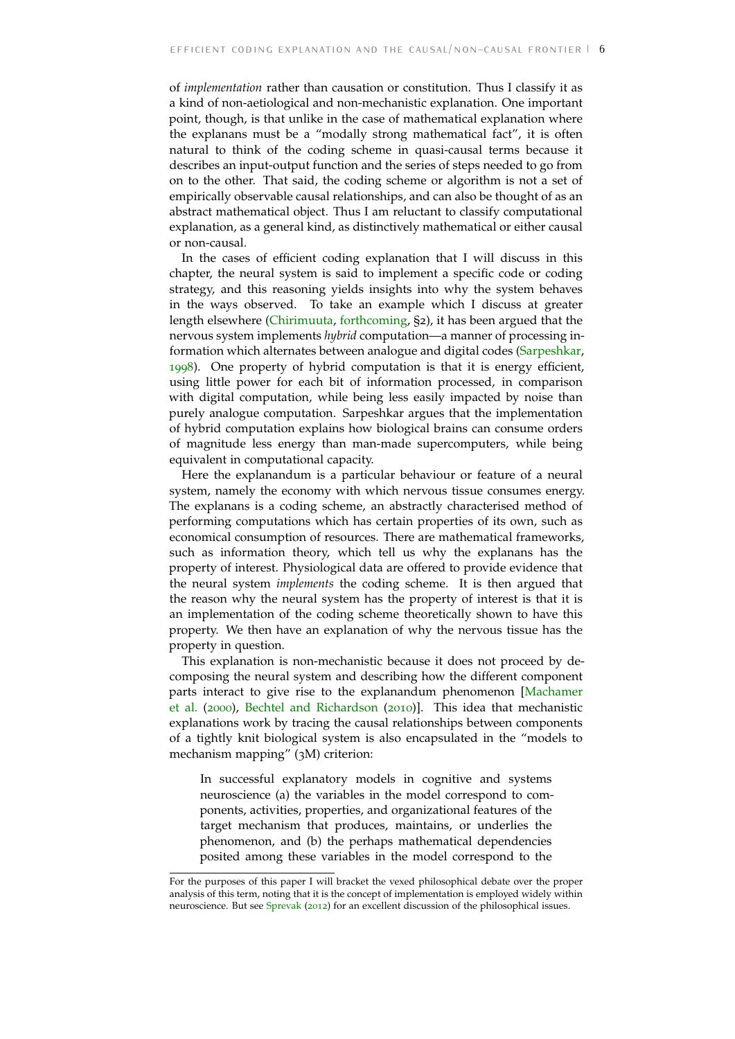of *implementation* rather than causation or constitution. Thus I classify it as a kind of non-aetiological and non-mechanistic explanation. One important point, though, is that unlike in the case of mathematical explanation where the explanans must be a "modally strong mathematical fact", it is often natural to think of the coding scheme in quasi-causal terms because it describes an input-output function and the series of steps needed to go from on to the other. That said, the coding scheme or algorithm is not a set of empirically observable causal relationships, and can also be thought of as an abstract mathematical object. Thus I am reluctant to classify computational explanation, as a general kind, as distinctively mathematical or either causal or non-causal.

In the cases of efficient coding explanation that I will discuss in this chapter, the neural system is said to implement a specific code or coding strategy, and this reasoning yields insights into why the system behaves in the ways observed. To take an example which I discuss at greater length elsewhere (Chirimuuta, forthcoming, §2), it has been argued that the nervous system implements *hybrid* computation—a manner of processing information which alternates between analogue and digital codes (Sarpeshkar, 1998). One property of hybrid computation is that it is energy efficient, using little power for each bit of information processed, in comparison with digital computation, while being less easily impacted by noise than purely analogue computation. Sarpeshkar argues that the implementation of hybrid computation explains how biological brains can consume orders of magnitude less energy than man-made supercomputers, while being equivalent in computational capacity.

Here the explanandum is a particular behaviour or feature of a neural system, namely the economy with which nervous tissue consumes energy. The explanans is a coding scheme, an abstractly characterised method of performing computations which has certain properties of its own, such as economical consumption of resources. There are mathematical frameworks, such as information theory, which tell us why the explanans has the property of interest. Physiological data are offered to provide evidence that the neural system *implements* the coding scheme. It is then argued that the reason why the neural system has the property of interest is that it is an implementation of the coding scheme theoretically shown to have this property. We then have an explanation of why the nervous tissue has the property in question.

This explanation is non-mechanistic because it does not proceed by decomposing the neural system and describing how the different component parts interact to give rise to the explanandum phenomenon [Machamer et al. (2000), Bechtel and Richardson (2010)]. This idea that mechanistic explanations work by tracing the causal relationships between components of a tightly knit biological system is also encapsulated in the "models to mechanism mapping" (3M) criterion:

> In successful explanatory models in cognitive and systems neuroscience (a) the variables in the model correspond to components, activities, properties, and organizational features of the target mechanism that produces, maintains, or underlies the phenomenon, and (b) the perhaps mathematical dependencies posited among these variables in the model correspond to the

For the purposes of this paper I will bracket the vexed philosophical debate over the proper analysis of this term, noting that it is the concept of implementation is employed widely within neuroscience. But see Sprevak (2012) for an excellent discussion of the philosophical issues.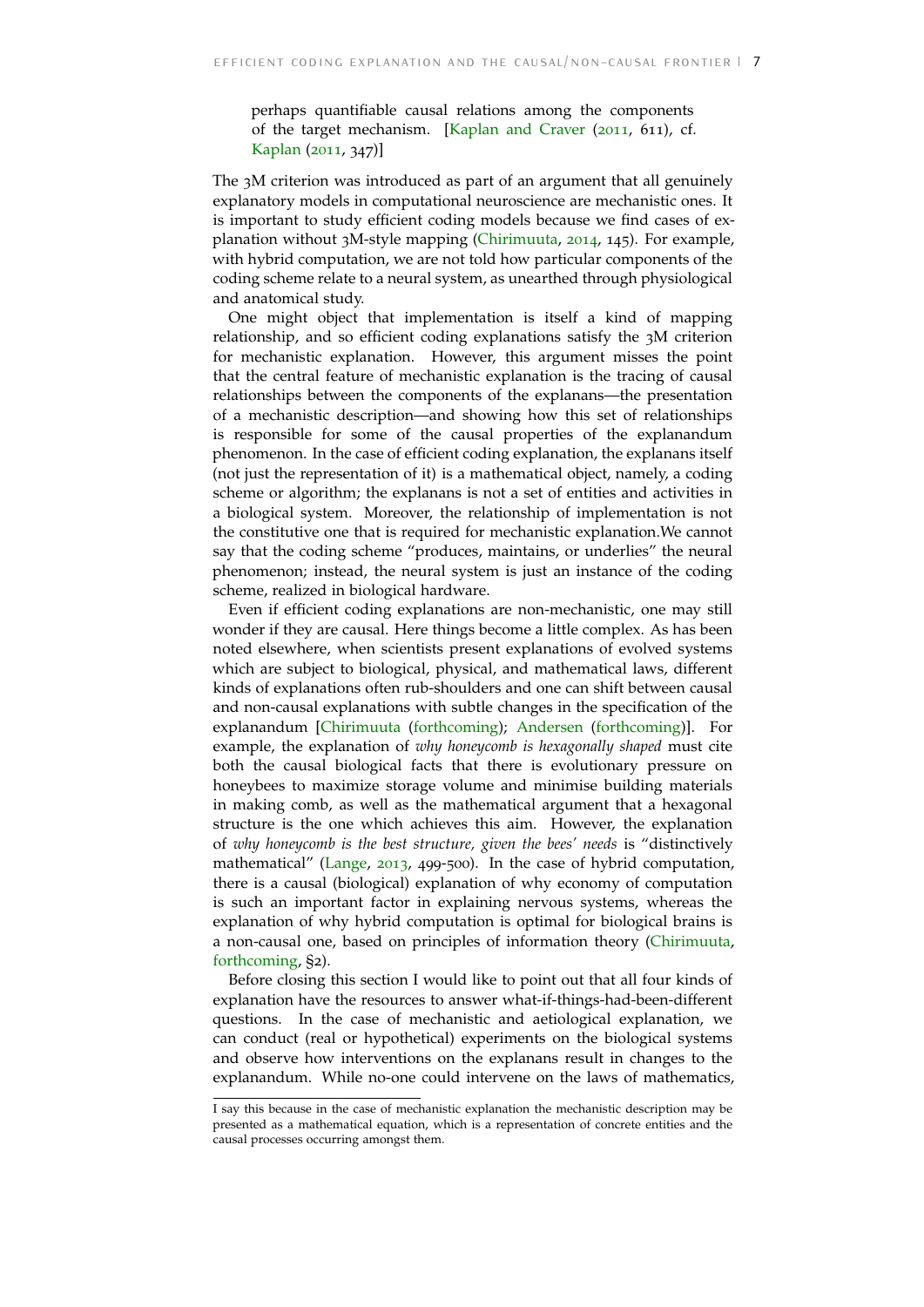> perhaps quantifiable causal relations among the components of the target mechanism. [Kaplan and Craver (2011, 611), cf. Kaplan (2011, 347)]

The 3M criterion was introduced as part of an argument that all genuinely explanatory models in computational neuroscience are mechanistic ones. It is important to study efficient coding models because we find cases of explanation without 3M-style mapping (Chirimuuta, 2014, 145). For example, with hybrid computation, we are not told how particular components of the coding scheme relate to a neural system, as unearthed through physiological and anatomical study.

One might object that implementation is itself a kind of mapping relationship, and so efficient coding explanations satisfy the 3M criterion for mechanistic explanation. However, this argument misses the point that the central feature of mechanistic explanation is the tracing of causal relationships between the components of the explanans—the presentation of a mechanistic description—and showing how this set of relationships is responsible for some of the causal properties of the explanandum phenomenon. In the case of efficient coding explanation, the explanans itself (not just the representation of it) is a mathematical object, namely, a coding scheme or algorithm; the explanans is not a set of entities and activities in a biological system. Moreover, the relationship of implementation is not the constitutive one that is required for mechanistic explanation.We cannot say that the coding scheme "produces, maintains, or underlies" the neural phenomenon; instead, the neural system is just an instance of the coding scheme, realized in biological hardware.

Even if efficient coding explanations are non-mechanistic, one may still wonder if they are causal. Here things become a little complex. As has been noted elsewhere, when scientists present explanations of evolved systems which are subject to biological, physical, and mathematical laws, different kinds of explanations often rub-shoulders and one can shift between causal and non-causal explanations with subtle changes in the specification of the explanandum [Chirimuuta (forthcoming); Andersen (forthcoming)]. For example, the explanation of *why honeycomb is hexagonally shaped* must cite both the causal biological facts that there is evolutionary pressure on honeybees to maximize storage volume and minimise building materials in making comb, as well as the mathematical argument that a hexagonal structure is the one which achieves this aim. However, the explanation of *why honeycomb is the best structure, given the bees' needs* is "distinctively mathematical" (Lange, 2013, 499-500). In the case of hybrid computation, there is a causal (biological) explanation of why economy of computation is such an important factor in explaining nervous systems, whereas the explanation of why hybrid computation is optimal for biological brains is a non-causal one, based on principles of information theory (Chirimuuta, forthcoming, §2).

Before closing this section I would like to point out that all four kinds of explanation have the resources to answer what-if-things-had-been-different questions. In the case of mechanistic and aetiological explanation, we can conduct (real or hypothetical) experiments on the biological systems and observe how interventions on the explanans result in changes to the explanandum. While no-one could intervene on the laws of mathematics,

---

I say this because in the case of mechanistic explanation the mechanistic description may be presented as a mathematical equation, which is a representation of concrete entities and the causal processes occurring amongst them.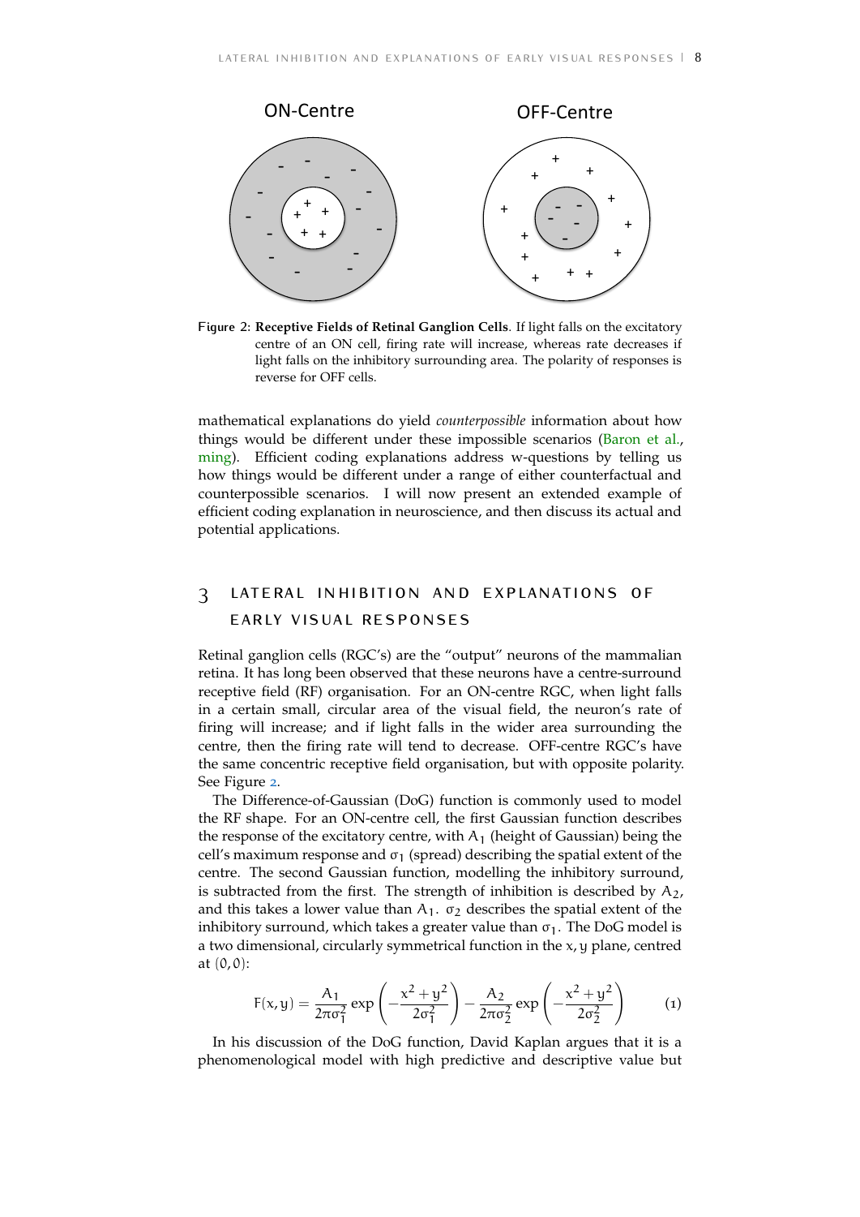Figure 2: **Receptive Fields of Retinal Ganglion Cells**. If light falls on the excitatory centre of an ON cell, firing rate will increase, whereas rate decreases if light falls on the inhibitory surrounding area. The polarity of responses is reverse for OFF cells.

mathematical explanations do yield *counterpossible* information about how things would be different under these impossible scenarios (Baron et al., ming). Efficient coding explanations address w-questions by telling us how things would be different under a range of either counterfactual and counterpossible scenarios. I will now present an extended example of efficient coding explanation in neuroscience, and then discuss its actual and potential applications.

## 3 LATERAL INHIBITION AND EXPLANATIONS OF EARLY VISUAL RESPONSES

Retinal ganglion cells (RGC's) are the "output" neurons of the mammalian retina. It has long been observed that these neurons have a centre-surround receptive field (RF) organisation. For an ON-centre RGC, when light falls in a certain small, circular area of the visual field, the neuron's rate of firing will increase; and if light falls in the wider area surrounding the centre, then the firing rate will tend to decrease. OFF-centre RGC's have the same concentric receptive field organisation, but with opposite polarity. See Figure 2.

The Difference-of-Gaussian (DoG) function is commonly used to model the RF shape. For an ON-centre cell, the first Gaussian function describes the response of the excitatory centre, with $A_1$ (height of Gaussian) being the cell's maximum response and $\sigma_1$ (spread) describing the spatial extent of the centre. The second Gaussian function, modelling the inhibitory surround, is subtracted from the first. The strength of inhibition is described by $A_2$, and this takes a lower value than $A_1$. $\sigma_2$ describes the spatial extent of the inhibitory surround, which takes a greater value than $\sigma_1$. The DoG model is a two dimensional, circularly symmetrical function in the $x, y$ plane, centred at $(0, 0)$:

$$F(x,y) = \frac{A_1}{2\pi\sigma_1^2} \exp\left(-\frac{x^2+y^2}{2\sigma_1^2}\right) - \frac{A_2}{2\pi\sigma_2^2} \exp\left(-\frac{x^2+y^2}{2\sigma_2^2}\right) \tag{1}$$

In his discussion of the DoG function, David Kaplan argues that it is a phenomenological model with high predictive and descriptive value but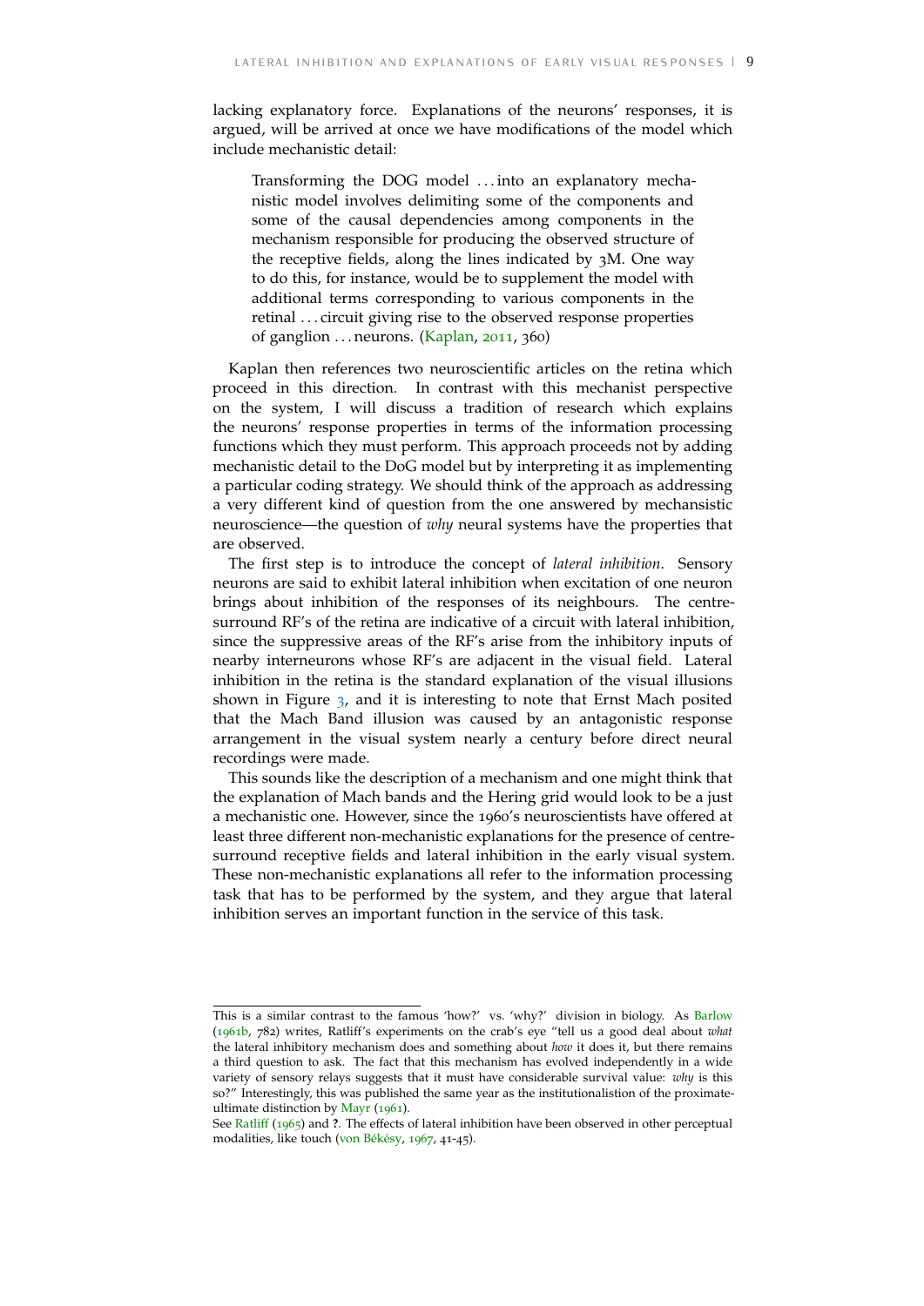lacking explanatory force. Explanations of the neurons' responses, it is argued, will be arrived at once we have modifications of the model which include mechanistic detail:

> Transforming the DOG model ... into an explanatory mechanistic model involves delimiting some of the components and some of the causal dependencies among components in the mechanism responsible for producing the observed structure of the receptive fields, along the lines indicated by 3M. One way to do this, for instance, would be to supplement the model with additional terms corresponding to various components in the retinal ... circuit giving rise to the observed response properties of ganglion ... neurons. (Kaplan, 2011, 360)

Kaplan then references two neuroscientific articles on the retina which proceed in this direction. In contrast with this mechanist perspective on the system, I will discuss a tradition of research which explains the neurons' response properties in terms of the information processing functions which they must perform. This approach proceeds not by adding mechanistic detail to the DoG model but by interpreting it as implementing a particular coding strategy. We should think of the approach as addressing a very different kind of question from the one answered by mechansistic neuroscience—the question of *why* neural systems have the properties that are observed.

The first step is to introduce the concept of *lateral inhibition*. Sensory neurons are said to exhibit lateral inhibition when excitation of one neuron brings about inhibition of the responses of its neighbours. The centre-surround RF's of the retina are indicative of a circuit with lateral inhibition, since the suppressive areas of the RF's arise from the inhibitory inputs of nearby interneurons whose RF's are adjacent in the visual field. Lateral inhibition in the retina is the standard explanation of the visual illusions shown in Figure 3, and it is interesting to note that Ernst Mach posited that the Mach Band illusion was caused by an antagonistic response arrangement in the visual system nearly a century before direct neural recordings were made.

This sounds like the description of a mechanism and one might think that the explanation of Mach bands and the Hering grid would look to be a just a mechanistic one. However, since the 1960's neuroscientists have offered at least three different non-mechanistic explanations for the presence of centre-surround receptive fields and lateral inhibition in the early visual system. These non-mechanistic explanations all refer to the information processing task that has to be performed by the system, and they argue that lateral inhibition serves an important function in the service of this task.

---

This is a similar contrast to the famous 'how?' vs. 'why?' division in biology. As Barlow (1961b, 782) writes, Ratliff's experiments on the crab's eye "tell us a good deal about *what* the lateral inhibitory mechanism does and something about *how* it does it, but there remains a third question to ask. The fact that this mechanism has evolved independently in a wide variety of sensory relays suggests that it must have considerable survival value: *why* is this so?" Interestingly, this was published the same year as the institutionalistion of the proximate-ultimate distinction by Mayr (1961).

See Ratliff (1965) and **?**. The effects of lateral inhibition have been observed in other perceptual modalities, like touch (von Békésy, 1967, 41-45).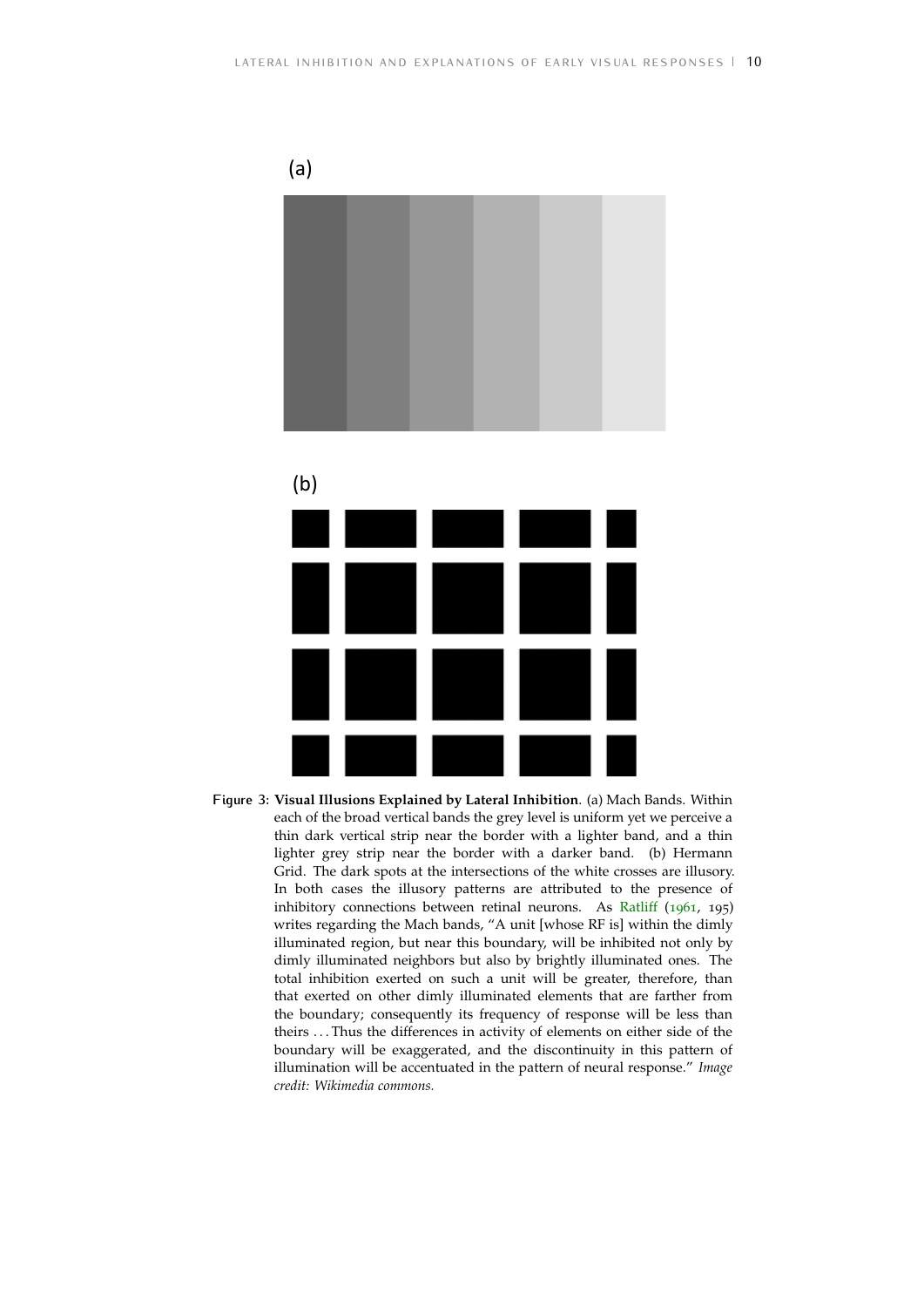(a)

(b)

**Figure 3: Visual Illusions Explained by Lateral Inhibition**. (a) Mach Bands. Within each of the broad vertical bands the grey level is uniform yet we perceive a thin dark vertical strip near the border with a lighter band, and a thin lighter grey strip near the border with a darker band. (b) Hermann Grid. The dark spots at the intersections of the white crosses are illusory. In both cases the illusory patterns are attributed to the presence of inhibitory connections between retinal neurons. As Ratliff (1961, 195) writes regarding the Mach bands, "A unit [whose RF is] within the dimly illuminated region, but near this boundary, will be inhibited not only by dimly illuminated neighbors but also by brightly illuminated ones. The total inhibition exerted on such a unit will be greater, therefore, than that exerted on other dimly illuminated elements that are farther from the boundary; consequently its frequency of response will be less than theirs . . . Thus the differences in activity of elements on either side of the boundary will be exaggerated, and the discontinuity in this pattern of illumination will be accentuated in the pattern of neural response." *Image credit: Wikimedia commons.*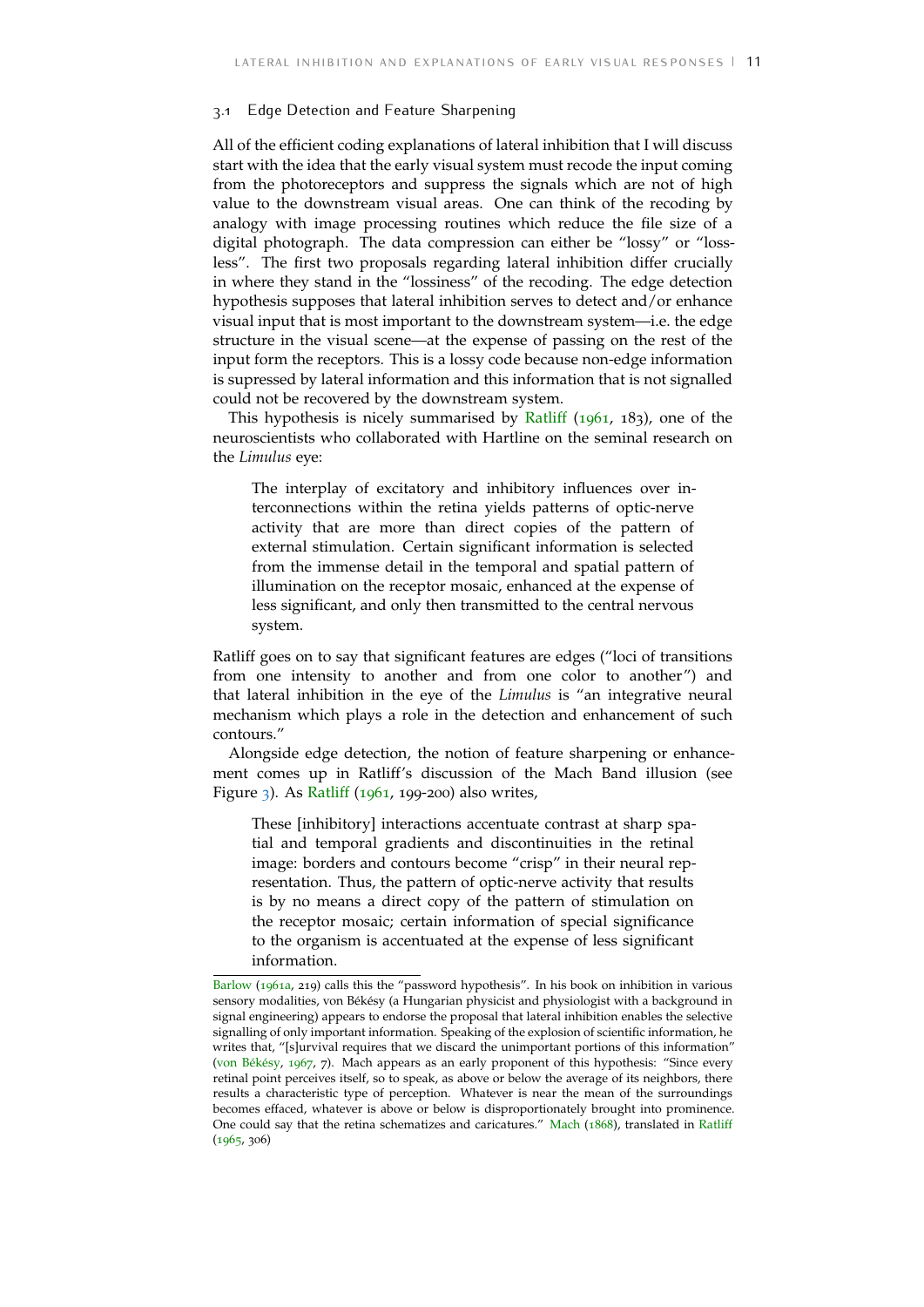### 3.1 Edge Detection and Feature Sharpening

All of the efficient coding explanations of lateral inhibition that I will discuss start with the idea that the early visual system must recode the input coming from the photoreceptors and suppress the signals which are not of high value to the downstream visual areas. One can think of the recoding by analogy with image processing routines which reduce the file size of a digital photograph. The data compression can either be "lossy" or "lossless". The first two proposals regarding lateral inhibition differ crucially in where they stand in the "lossiness" of the recoding. The edge detection hypothesis supposes that lateral inhibition serves to detect and/or enhance visual input that is most important to the downstream system—i.e. the edge structure in the visual scene—at the expense of passing on the rest of the input form the receptors. This is a lossy code because non-edge information is supressed by lateral information and this information that is not signalled could not be recovered by the downstream system.

This hypothesis is nicely summarised by Ratliff (1961, 183), one of the neuroscientists who collaborated with Hartline on the seminal research on the *Limulus* eye:

> The interplay of excitatory and inhibitory influences over interconnections within the retina yields patterns of optic-nerve activity that are more than direct copies of the pattern of external stimulation. Certain significant information is selected from the immense detail in the temporal and spatial pattern of illumination on the receptor mosaic, enhanced at the expense of less significant, and only then transmitted to the central nervous system.

Ratliff goes on to say that significant features are edges ("loci of transitions from one intensity to another and from one color to another") and that lateral inhibition in the eye of the *Limulus* is "an integrative neural mechanism which plays a role in the detection and enhancement of such contours."

Alongside edge detection, the notion of feature sharpening or enhancement comes up in Ratliff's discussion of the Mach Band illusion (see Figure 3). As Ratliff (1961, 199-200) also writes,

> These [inhibitory] interactions accentuate contrast at sharp spatial and temporal gradients and discontinuities in the retinal image: borders and contours become "crisp" in their neural representation. Thus, the pattern of optic-nerve activity that results is by no means a direct copy of the pattern of stimulation on the receptor mosaic; certain information of special significance to the organism is accentuated at the expense of less significant information.

---

Barlow (1961a, 219) calls this the "password hypothesis". In his book on inhibition in various sensory modalities, von Békésy (a Hungarian physicist and physiologist with a background in signal engineering) appears to endorse the proposal that lateral inhibition enables the selective signalling of only important information. Speaking of the explosion of scientific information, he writes that, "[s]urvival requires that we discard the unimportant portions of this information" (von Békésy, 1967, 7). Mach appears as an early proponent of this hypothesis: "Since every retinal point perceives itself, so to speak, as above or below the average of its neighbors, there results a characteristic type of perception. Whatever is near the mean of the surroundings becomes effaced, whatever is above or below is disproportionately brought into prominence. One could say that the retina schematizes and caricatures." Mach (1868), translated in Ratliff (1965, 306)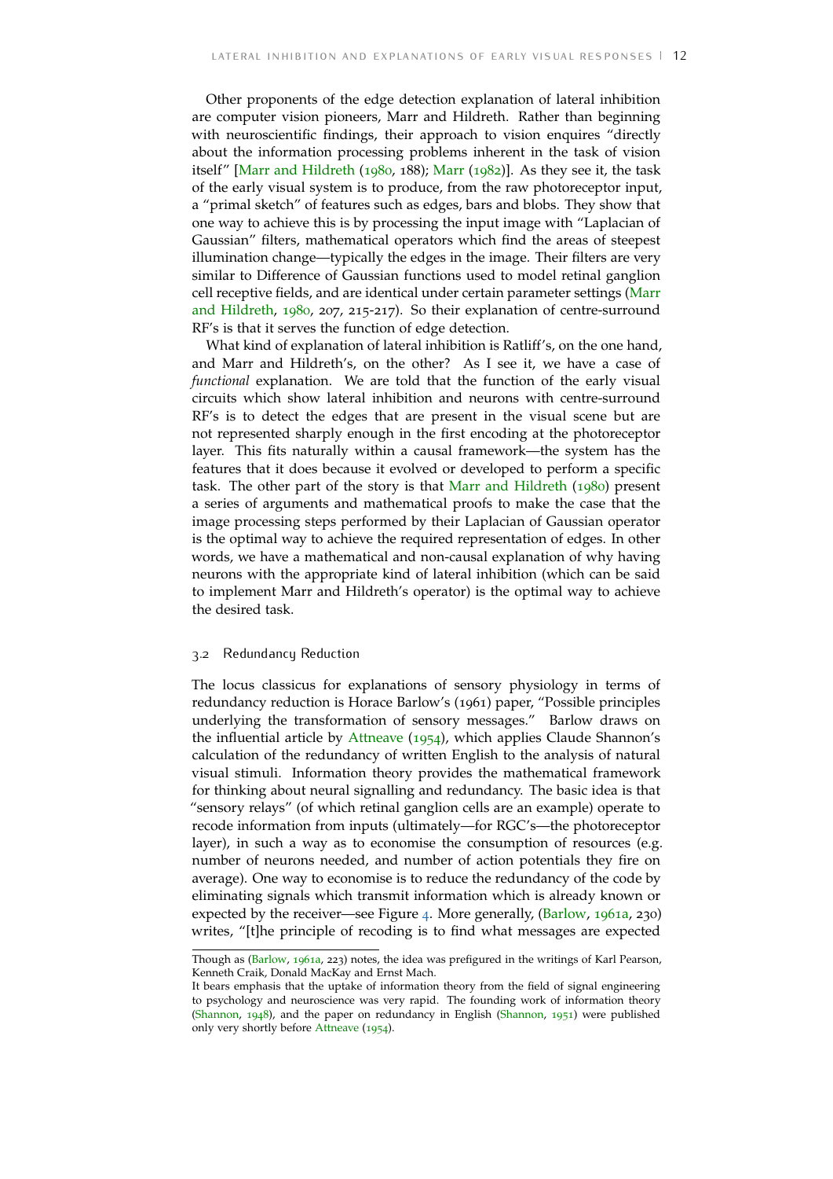Other proponents of the edge detection explanation of lateral inhibition are computer vision pioneers, Marr and Hildreth. Rather than beginning with neuroscientific findings, their approach to vision enquires "directly about the information processing problems inherent in the task of vision itself" [Marr and Hildreth (1980, 188); Marr (1982)]. As they see it, the task of the early visual system is to produce, from the raw photoreceptor input, a "primal sketch" of features such as edges, bars and blobs. They show that one way to achieve this is by processing the input image with "Laplacian of Gaussian" filters, mathematical operators which find the areas of steepest illumination change—typically the edges in the image. Their filters are very similar to Difference of Gaussian functions used to model retinal ganglion cell receptive fields, and are identical under certain parameter settings (Marr and Hildreth, 1980, 207, 215-217). So their explanation of centre-surround RF's is that it serves the function of edge detection.

What kind of explanation of lateral inhibition is Ratliff's, on the one hand, and Marr and Hildreth's, on the other? As I see it, we have a case of *functional* explanation. We are told that the function of the early visual circuits which show lateral inhibition and neurons with centre-surround RF's is to detect the edges that are present in the visual scene but are not represented sharply enough in the first encoding at the photoreceptor layer. This fits naturally within a causal framework—the system has the features that it does because it evolved or developed to perform a specific task. The other part of the story is that Marr and Hildreth (1980) present a series of arguments and mathematical proofs to make the case that the image processing steps performed by their Laplacian of Gaussian operator is the optimal way to achieve the required representation of edges. In other words, we have a mathematical and non-causal explanation of why having neurons with the appropriate kind of lateral inhibition (which can be said to implement Marr and Hildreth's operator) is the optimal way to achieve the desired task.

## 3.2 Redundancy Reduction

The locus classicus for explanations of sensory physiology in terms of redundancy reduction is Horace Barlow's (1961) paper, "Possible principles underlying the transformation of sensory messages." Barlow draws on the influential article by Attneave (1954), which applies Claude Shannon's calculation of the redundancy of written English to the analysis of natural visual stimuli. Information theory provides the mathematical framework for thinking about neural signalling and redundancy. The basic idea is that "sensory relays" (of which retinal ganglion cells are an example) operate to recode information from inputs (ultimately—for RGC's—the photoreceptor layer), in such a way as to economise the consumption of resources (e.g. number of neurons needed, and number of action potentials they fire on average). One way to economise is to reduce the redundancy of the code by eliminating signals which transmit information which is already known or expected by the receiver—see Figure 4. More generally, (Barlow, 1961a, 230) writes, "[t]he principle of recoding is to find what messages are expected

---

Though as (Barlow, 1961a, 223) notes, the idea was prefigured in the writings of Karl Pearson, Kenneth Craik, Donald MacKay and Ernst Mach.

It bears emphasis that the uptake of information theory from the field of signal engineering to psychology and neuroscience was very rapid. The founding work of information theory (Shannon, 1948), and the paper on redundancy in English (Shannon, 1951) were published only very shortly before Attneave (1954).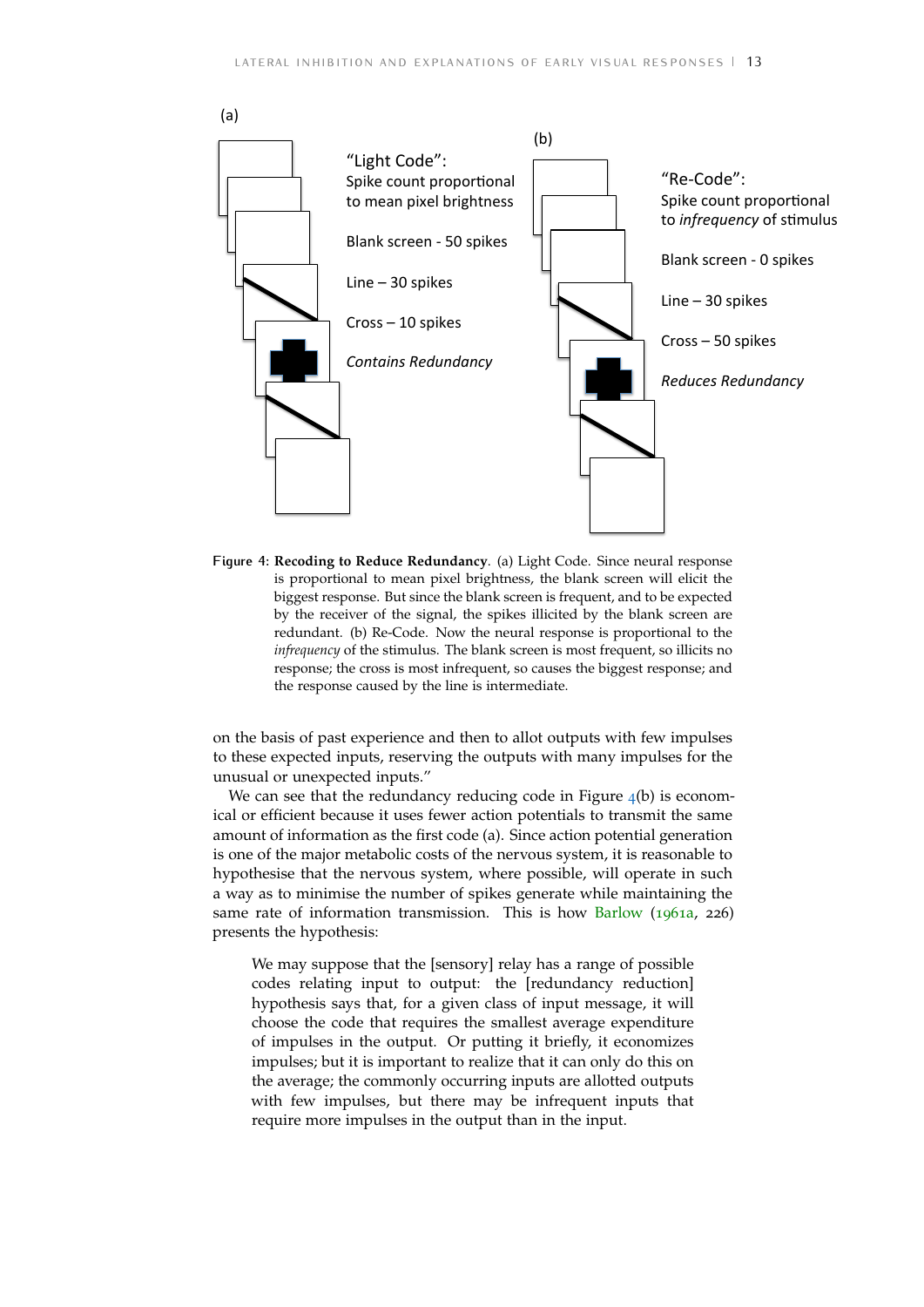(a)

"Light Code":
Spike count proportional to mean pixel brightness

Blank screen - 50 spikes

Line – 30 spikes

Cross – 10 spikes

*Contains Redundancy*

(b)

"Re-Code":
Spike count proportional to *infrequency* of stimulus

Blank screen - 0 spikes

Line – 30 spikes

Cross – 50 spikes

*Reduces Redundancy*

Figure 4: **Recoding to Reduce Redundancy**. (a) Light Code. Since neural response is proportional to mean pixel brightness, the blank screen will elicit the biggest response. But since the blank screen is frequent, and to be expected by the receiver of the signal, the spikes illicited by the blank screen are redundant. (b) Re-Code. Now the neural response is proportional to the *infrequency* of the stimulus. The blank screen is most frequent, so illicits no response; the cross is most infrequent, so causes the biggest response; and the response caused by the line is intermediate.

on the basis of past experience and then to allot outputs with few impulses to these expected inputs, reserving the outputs with many impulses for the unusual or unexpected inputs."

We can see that the redundancy reducing code in Figure 4(b) is economical or efficient because it uses fewer action potentials to transmit the same amount of information as the first code (a). Since action potential generation is one of the major metabolic costs of the nervous system, it is reasonable to hypothesise that the nervous system, where possible, will operate in such a way as to minimise the number of spikes generate while maintaining the same rate of information transmission. This is how Barlow (1961a, 226) presents the hypothesis:

> We may suppose that the [sensory] relay has a range of possible codes relating input to output: the [redundancy reduction] hypothesis says that, for a given class of input message, it will choose the code that requires the smallest average expenditure of impulses in the output. Or putting it briefly, it economizes impulses; but it is important to realize that it can only do this on the average; the commonly occurring inputs are allotted outputs with few impulses, but there may be infrequent inputs that require more impulses in the output than in the input.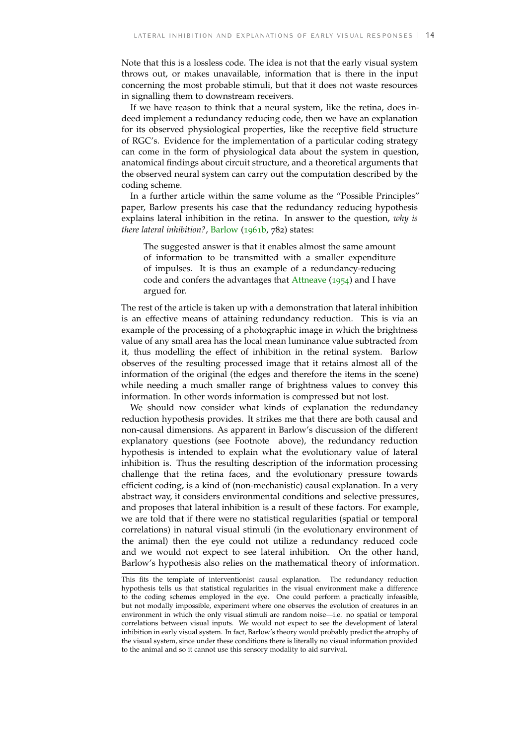Note that this is a lossless code. The idea is not that the early visual system throws out, or makes unavailable, information that is there in the input concerning the most probable stimuli, but that it does not waste resources in signalling them to downstream receivers.

If we have reason to think that a neural system, like the retina, does indeed implement a redundancy reducing code, then we have an explanation for its observed physiological properties, like the receptive field structure of RGC's. Evidence for the implementation of a particular coding strategy can come in the form of physiological data about the system in question, anatomical findings about circuit structure, and a theoretical arguments that the observed neural system can carry out the computation described by the coding scheme.

In a further article within the same volume as the "Possible Principles" paper, Barlow presents his case that the redundancy reducing hypothesis explains lateral inhibition in the retina. In answer to the question, *why is there lateral inhibition?*, Barlow (1961b, 782) states:

> The suggested answer is that it enables almost the same amount of information to be transmitted with a smaller expenditure of impulses. It is thus an example of a redundancy-reducing code and confers the advantages that Attneave (1954) and I have argued for.

The rest of the article is taken up with a demonstration that lateral inhibition is an effective means of attaining redundancy reduction. This is via an example of the processing of a photographic image in which the brightness value of any small area has the local mean luminance value subtracted from it, thus modelling the effect of inhibition in the retinal system. Barlow observes of the resulting processed image that it retains almost all of the information of the original (the edges and therefore the items in the scene) while needing a much smaller range of brightness values to convey this information. In other words information is compressed but not lost.

We should now consider what kinds of explanation the redundancy reduction hypothesis provides. It strikes me that there are both causal and non-causal dimensions. As apparent in Barlow's discussion of the different explanatory questions (see Footnote above), the redundancy reduction hypothesis is intended to explain what the evolutionary value of lateral inhibition is. Thus the resulting description of the information processing challenge that the retina faces, and the evolutionary pressure towards efficient coding, is a kind of (non-mechanistic) causal explanation. In a very abstract way, it considers environmental conditions and selective pressures, and proposes that lateral inhibition is a result of these factors. For example, we are told that if there were no statistical regularities (spatial or temporal correlations) in natural visual stimuli (in the evolutionary environment of the animal) then the eye could not utilize a redundancy reduced code and we would not expect to see lateral inhibition. On the other hand, Barlow's hypothesis also relies on the mathematical theory of information.

This fits the template of interventionist causal explanation. The redundancy reduction hypothesis tells us that statistical regularities in the visual environment make a difference to the coding schemes employed in the eye. One could perform a practically infeasible, but not modally impossible, experiment where one observes the evolution of creatures in an environment in which the only visual stimuli are random noise—i.e. no spatial or temporal correlations between visual inputs. We would not expect to see the development of lateral inhibition in early visual system. In fact, Barlow's theory would probably predict the atrophy of the visual system, since under these conditions there is literally no visual information provided to the animal and so it cannot use this sensory modality to aid survival.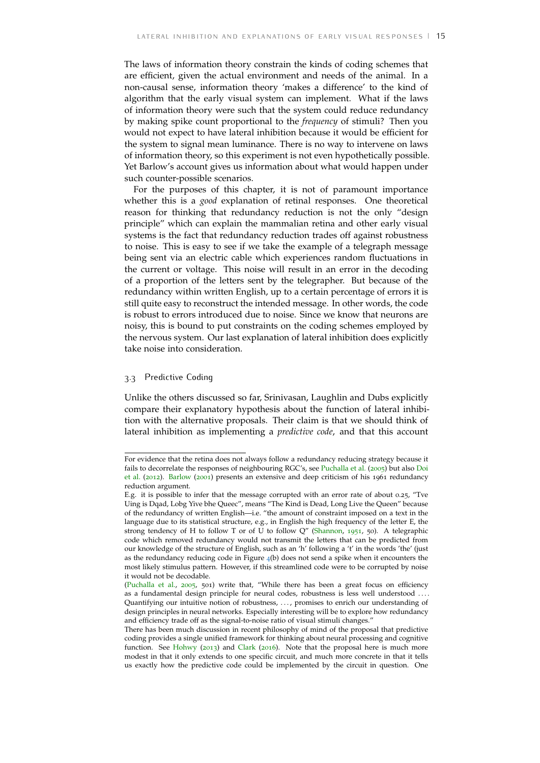The laws of information theory constrain the kinds of coding schemes that are efficient, given the actual environment and needs of the animal. In a non-causal sense, information theory 'makes a difference' to the kind of algorithm that the early visual system can implement. What if the laws of information theory were such that the system could reduce redundancy by making spike count proportional to the *frequency* of stimuli? Then you would not expect to have lateral inhibition because it would be efficient for the system to signal mean luminance. There is no way to intervene on laws of information theory, so this experiment is not even hypothetically possible. Yet Barlow's account gives us information about what would happen under such counter-possible scenarios.

For the purposes of this chapter, it is not of paramount importance whether this is a *good* explanation of retinal responses. One theoretical reason for thinking that redundancy reduction is not the only "design principle" which can explain the mammalian retina and other early visual systems is the fact that redundancy reduction trades off against robustness to noise. This is easy to see if we take the example of a telegraph message being sent via an electric cable which experiences random fluctuations in the current or voltage. This noise will result in an error in the decoding of a proportion of the letters sent by the telegrapher. But because of the redundancy within written English, up to a certain percentage of errors it is still quite easy to reconstruct the intended message. In other words, the code is robust to errors introduced due to noise. Since we know that neurons are noisy, this is bound to put constraints on the coding schemes employed by the nervous system. Our last explanation of lateral inhibition does explicitly take noise into consideration.

### 3.3 Predictive Coding

Unlike the others discussed so far, Srinivasan, Laughlin and Dubs explicitly compare their explanatory hypothesis about the function of lateral inhibition with the alternative proposals. Their claim is that we should think of lateral inhibition as implementing a *predictive code*, and that this account

---

For evidence that the retina does not always follow a redundancy reducing strategy because it fails to decorrelate the responses of neighbouring RGC's, see Puchalla et al. (2005) but also Doi et al. (2012). Barlow (2001) presents an extensive and deep criticism of his 1961 redundancy reduction argument.

E.g. it is possible to infer that the message corrupted with an error rate of about 0.25, "Tve Uing is Dqad, Lobg Yive bhe Queec", means "The Kind is Dead, Long Live the Queen" because of the redundancy of written English—i.e. "the amount of constraint imposed on a text in the language due to its statistical structure, e.g., in English the high frequency of the letter E, the strong tendency of H to follow T or of U to follow Q" (Shannon, 1951, 50). A telegraphic code which removed redundancy would not transmit the letters that can be predicted from our knowledge of the structure of English, such as an 'h' following a 't' in the words 'the' (just as the redundancy reducing code in Figure 4(b) does not send a spike when it encounters the most likely stimulus pattern. However, if this streamlined code were to be corrupted by noise it would not be decodable.

(Puchalla et al., 2005, 501) write that, "While there has been a great focus on efficiency as a fundamental design principle for neural codes, robustness is less well understood .... Quantifying our intuitive notion of robustness, ..., promises to enrich our understanding of design principles in neural networks. Especially interesting will be to explore how redundancy and efficiency trade off as the signal-to-noise ratio of visual stimuli changes."

There has been much discussion in recent philosophy of mind of the proposal that predictive coding provides a single unified framework for thinking about neural processing and cognitive function. See Hohwy (2013) and Clark (2016). Note that the proposal here is much more modest in that it only extends to one specific circuit, and much more concrete in that it tells us exactly how the predictive code could be implemented by the circuit in question. One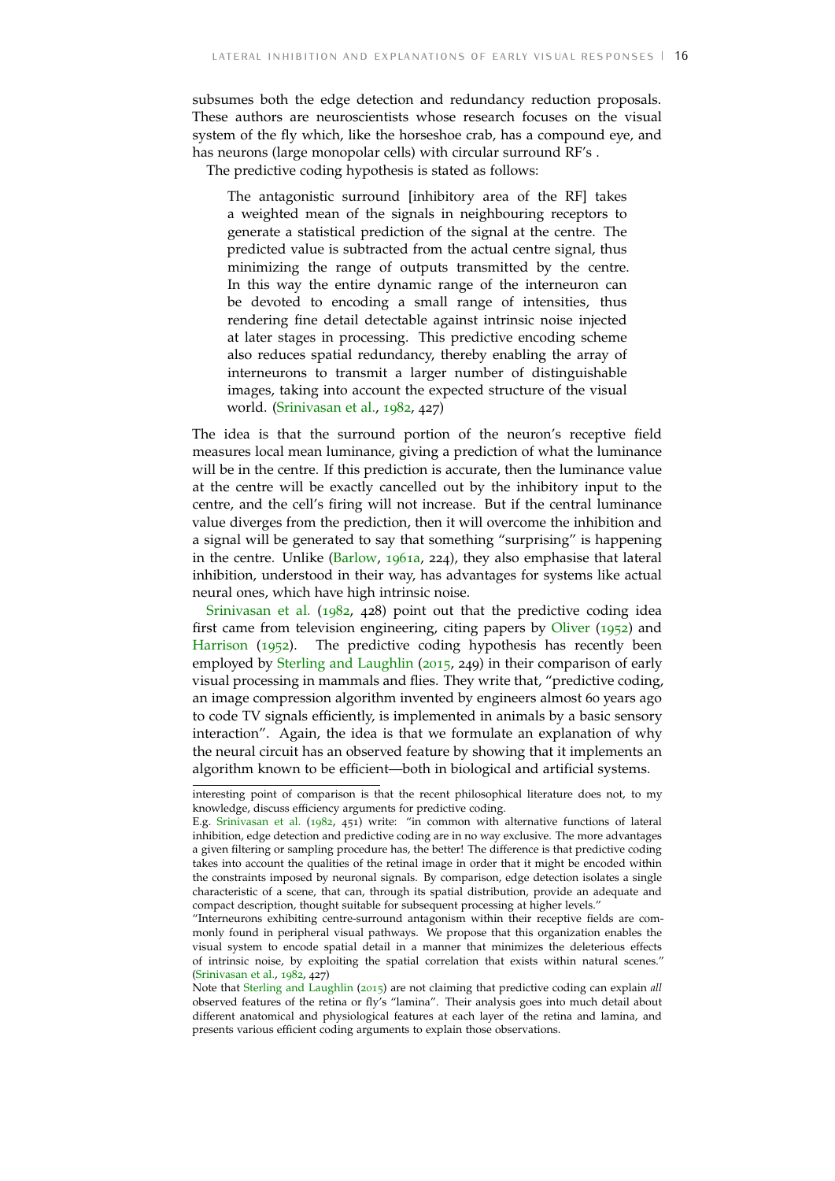subsumes both the edge detection and redundancy reduction proposals. These authors are neuroscientists whose research focuses on the visual system of the fly which, like the horseshoe crab, has a compound eye, and has neurons (large monopolar cells) with circular surround RF's .

The predictive coding hypothesis is stated as follows:

> The antagonistic surround [inhibitory area of the RF] takes a weighted mean of the signals in neighbouring receptors to generate a statistical prediction of the signal at the centre. The predicted value is subtracted from the actual centre signal, thus minimizing the range of outputs transmitted by the centre. In this way the entire dynamic range of the interneuron can be devoted to encoding a small range of intensities, thus rendering fine detail detectable against intrinsic noise injected at later stages in processing. This predictive encoding scheme also reduces spatial redundancy, thereby enabling the array of interneurons to transmit a larger number of distinguishable images, taking into account the expected structure of the visual world. (Srinivasan et al., 1982, 427)

The idea is that the surround portion of the neuron's receptive field measures local mean luminance, giving a prediction of what the luminance will be in the centre. If this prediction is accurate, then the luminance value at the centre will be exactly cancelled out by the inhibitory input to the centre, and the cell's firing will not increase. But if the central luminance value diverges from the prediction, then it will overcome the inhibition and a signal will be generated to say that something "surprising" is happening in the centre. Unlike (Barlow, 1961a, 224), they also emphasise that lateral inhibition, understood in their way, has advantages for systems like actual neural ones, which have high intrinsic noise.

Srinivasan et al. (1982, 428) point out that the predictive coding idea first came from television engineering, citing papers by Oliver (1952) and Harrison (1952). The predictive coding hypothesis has recently been employed by Sterling and Laughlin (2015, 249) in their comparison of early visual processing in mammals and flies. They write that, "predictive coding, an image compression algorithm invented by engineers almost 60 years ago to code TV signals efficiently, is implemented in animals by a basic sensory interaction". Again, the idea is that we formulate an explanation of why the neural circuit has an observed feature by showing that it implements an algorithm known to be efficient—both in biological and artificial systems.

---

interesting point of comparison is that the recent philosophical literature does not, to my knowledge, discuss efficiency arguments for predictive coding.

E.g. Srinivasan et al. (1982, 451) write: "in common with alternative functions of lateral inhibition, edge detection and predictive coding are in no way exclusive. The more advantages a given filtering or sampling procedure has, the better! The difference is that predictive coding takes into account the qualities of the retinal image in order that it might be encoded within the constraints imposed by neuronal signals. By comparison, edge detection isolates a single characteristic of a scene, that can, through its spatial distribution, provide an adequate and compact description, thought suitable for subsequent processing at higher levels."

"Interneurons exhibiting centre-surround antagonism within their receptive fields are commonly found in peripheral visual pathways. We propose that this organization enables the visual system to encode spatial detail in a manner that minimizes the deleterious effects of intrinsic noise, by exploiting the spatial correlation that exists within natural scenes." (Srinivasan et al., 1982, 427)

Note that Sterling and Laughlin (2015) are not claiming that predictive coding can explain *all* observed features of the retina or fly's "lamina". Their analysis goes into much detail about different anatomical and physiological features at each layer of the retina and lamina, and presents various efficient coding arguments to explain those observations.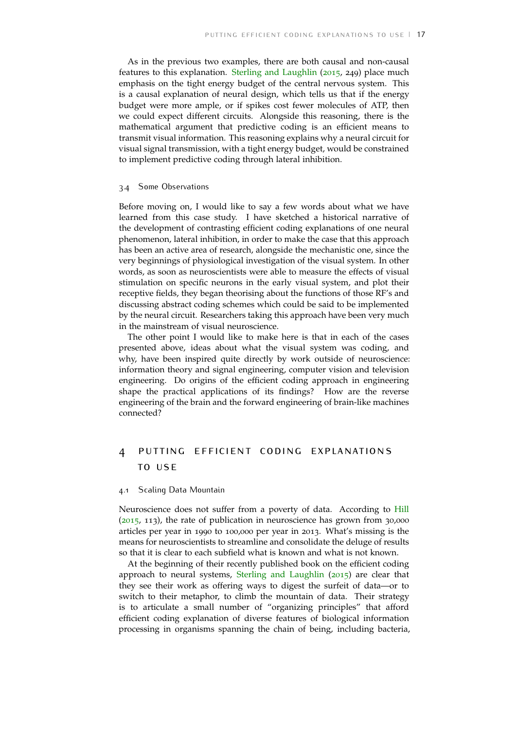As in the previous two examples, there are both causal and non-causal features to this explanation. Sterling and Laughlin (2015, 249) place much emphasis on the tight energy budget of the central nervous system. This is a causal explanation of neural design, which tells us that if the energy budget were more ample, or if spikes cost fewer molecules of ATP, then we could expect different circuits. Alongside this reasoning, there is the mathematical argument that predictive coding is an efficient means to transmit visual information. This reasoning explains why a neural circuit for visual signal transmission, with a tight energy budget, would be constrained to implement predictive coding through lateral inhibition.

### 3.4 Some Observations

Before moving on, I would like to say a few words about what we have learned from this case study. I have sketched a historical narrative of the development of contrasting efficient coding explanations of one neural phenomenon, lateral inhibition, in order to make the case that this approach has been an active area of research, alongside the mechanistic one, since the very beginnings of physiological investigation of the visual system. In other words, as soon as neuroscientists were able to measure the effects of visual stimulation on specific neurons in the early visual system, and plot their receptive fields, they began theorising about the functions of those RF's and discussing abstract coding schemes which could be said to be implemented by the neural circuit. Researchers taking this approach have been very much in the mainstream of visual neuroscience.

The other point I would like to make here is that in each of the cases presented above, ideas about what the visual system was coding, and why, have been inspired quite directly by work outside of neuroscience: information theory and signal engineering, computer vision and television engineering. Do origins of the efficient coding approach in engineering shape the practical applications of its findings? How are the reverse engineering of the brain and the forward engineering of brain-like machines connected?

## 4 PUTTING EFFICIENT CODING EXPLANATIONS TO USE

### 4.1 Scaling Data Mountain

Neuroscience does not suffer from a poverty of data. According to Hill (2015, 113), the rate of publication in neuroscience has grown from 30,000 articles per year in 1990 to 100,000 per year in 2013. What's missing is the means for neuroscientists to streamline and consolidate the deluge of results so that it is clear to each subfield what is known and what is not known.

At the beginning of their recently published book on the efficient coding approach to neural systems, Sterling and Laughlin (2015) are clear that they see their work as offering ways to digest the surfeit of data—or to switch to their metaphor, to climb the mountain of data. Their strategy is to articulate a small number of "organizing principles" that afford efficient coding explanation of diverse features of biological information processing in organisms spanning the chain of being, including bacteria,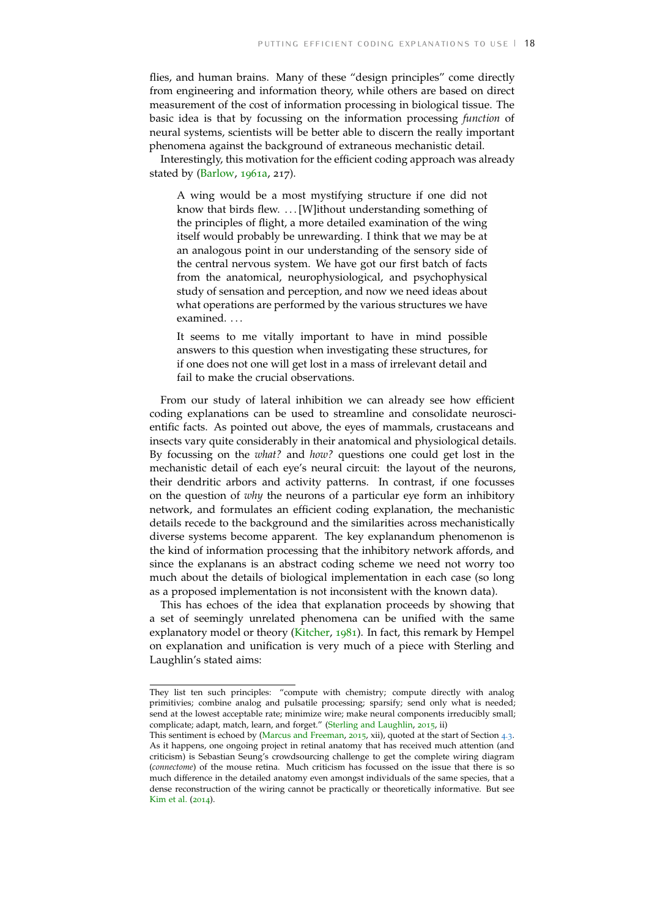flies, and human brains. Many of these “design principles” come directly from engineering and information theory, while others are based on direct measurement of the cost of information processing in biological tissue. The basic idea is that by focussing on the information processing *function* of neural systems, scientists will be better able to discern the really important phenomena against the background of extraneous mechanistic detail.

Interestingly, this motivation for the efficient coding approach was already stated by (Barlow, 1961a, 217).

> A wing would be a most mystifying structure if one did not know that birds flew. . . . [W]ithout understanding something of the principles of flight, a more detailed examination of the wing itself would probably be unrewarding. I think that we may be at an analogous point in our understanding of the sensory side of the central nervous system. We have got our first batch of facts from the anatomical, neurophysiological, and psychophysical study of sensation and perception, and now we need ideas about what operations are performed by the various structures we have examined. . . .
>
> It seems to me vitally important to have in mind possible answers to this question when investigating these structures, for if one does not one will get lost in a mass of irrelevant detail and fail to make the crucial observations.

From our study of lateral inhibition we can already see how efficient coding explanations can be used to streamline and consolidate neuroscientific facts. As pointed out above, the eyes of mammals, crustaceans and insects vary quite considerably in their anatomical and physiological details. By focussing on the *what?* and *how?* questions one could get lost in the mechanistic detail of each eye’s neural circuit: the layout of the neurons, their dendritic arbors and activity patterns. In contrast, if one focusses on the question of *why* the neurons of a particular eye form an inhibitory network, and formulates an efficient coding explanation, the mechanistic details recede to the background and the similarities across mechanistically diverse systems become apparent. The key explanandum phenomenon is the kind of information processing that the inhibitory network affords, and since the explanans is an abstract coding scheme we need not worry too much about the details of biological implementation in each case (so long as a proposed implementation is not inconsistent with the known data).

This has echoes of the idea that explanation proceeds by showing that a set of seemingly unrelated phenomena can be unified with the same explanatory model or theory (Kitcher, 1981). In fact, this remark by Hempel on explanation and unification is very much of a piece with Sterling and Laughlin’s stated aims:

---

They list ten such principles: “compute with chemistry; compute directly with analog primitivies; combine analog and pulsatile processing; sparsify; send only what is needed; send at the lowest acceptable rate; minimize wire; make neural components irreducibly small; complicate; adapt, match, learn, and forget.” (Sterling and Laughlin, 2015, ii)

This sentiment is echoed by (Marcus and Freeman, 2015, xii), quoted at the start of Section 4.3. As it happens, one ongoing project in retinal anatomy that has received much attention (and criticism) is Sebastian Seung’s crowdsourcing challenge to get the complete wiring diagram (*connectome*) of the mouse retina. Much criticism has focussed on the issue that there is so much difference in the detailed anatomy even amongst individuals of the same species, that a dense reconstruction of the wiring cannot be practically or theoretically informative. But see Kim et al. (2014).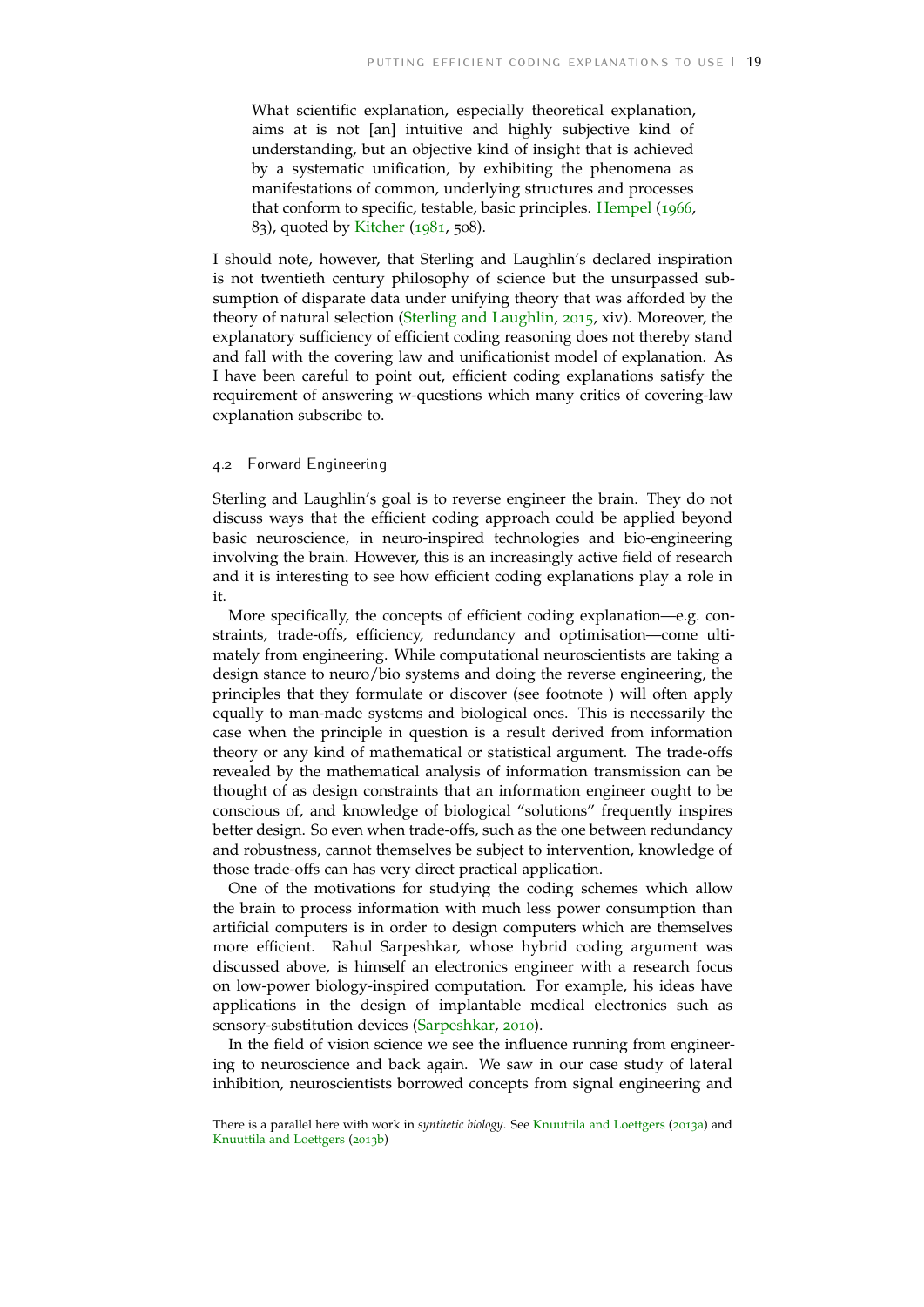> What scientific explanation, especially theoretical explanation, aims at is not [an] intuitive and highly subjective kind of understanding, but an objective kind of insight that is achieved by a systematic unification, by exhibiting the phenomena as manifestations of common, underlying structures and processes that conform to specific, testable, basic principles. Hempel (1966, 83), quoted by Kitcher (1981, 508).

I should note, however, that Sterling and Laughlin's declared inspiration is not twentieth century philosophy of science but the unsurpassed subsumption of disparate data under unifying theory that was afforded by the theory of natural selection (Sterling and Laughlin, 2015, xiv). Moreover, the explanatory sufficiency of efficient coding reasoning does not thereby stand and fall with the covering law and unificationist model of explanation. As I have been careful to point out, efficient coding explanations satisfy the requirement of answering w-questions which many critics of covering-law explanation subscribe to.

## 4.2 Forward Engineering

Sterling and Laughlin's goal is to reverse engineer the brain. They do not discuss ways that the efficient coding approach could be applied beyond basic neuroscience, in neuro-inspired technologies and bio-engineering involving the brain. However, this is an increasingly active field of research and it is interesting to see how efficient coding explanations play a role in it.

More specifically, the concepts of efficient coding explanation—e.g. constraints, trade-offs, efficiency, redundancy and optimisation—come ultimately from engineering. While computational neuroscientists are taking a design stance to neuro/bio systems and doing the reverse engineering, the principles that they formulate or discover (see footnote ) will often apply equally to man-made systems and biological ones. This is necessarily the case when the principle in question is a result derived from information theory or any kind of mathematical or statistical argument. The trade-offs revealed by the mathematical analysis of information transmission can be thought of as design constraints that an information engineer ought to be conscious of, and knowledge of biological "solutions" frequently inspires better design. So even when trade-offs, such as the one between redundancy and robustness, cannot themselves be subject to intervention, knowledge of those trade-offs can has very direct practical application.

One of the motivations for studying the coding schemes which allow the brain to process information with much less power consumption than artificial computers is in order to design computers which are themselves more efficient. Rahul Sarpeshkar, whose hybrid coding argument was discussed above, is himself an electronics engineer with a research focus on low-power biology-inspired computation. For example, his ideas have applications in the design of implantable medical electronics such as sensory-substitution devices (Sarpeshkar, 2010).

In the field of vision science we see the influence running from engineering to neuroscience and back again. We saw in our case study of lateral inhibition, neuroscientists borrowed concepts from signal engineering and

---

There is a parallel here with work in *synthetic biology*. See Knuuttila and Loettgers (2013a) and Knuuttila and Loettgers (2013b)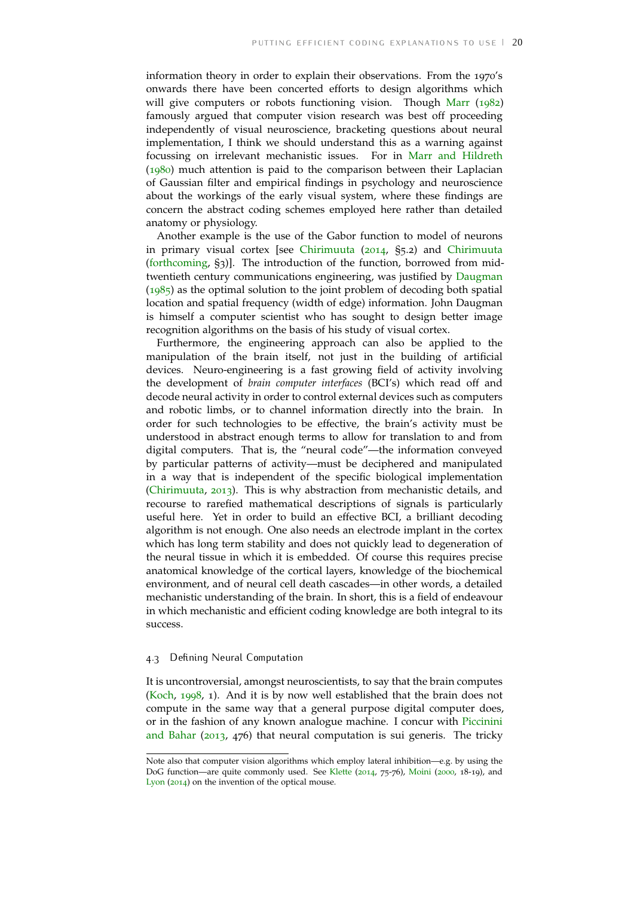information theory in order to explain their observations. From the 1970's onwards there have been concerted efforts to design algorithms which will give computers or robots functioning vision. Though Marr (1982) famously argued that computer vision research was best off proceeding independently of visual neuroscience, bracketing questions about neural implementation, I think we should understand this as a warning against focussing on irrelevant mechanistic issues. For in Marr and Hildreth (1980) much attention is paid to the comparison between their Laplacian of Gaussian filter and empirical findings in psychology and neuroscience about the workings of the early visual system, where these findings are concern the abstract coding schemes employed here rather than detailed anatomy or physiology.

Another example is the use of the Gabor function to model of neurons in primary visual cortex [see Chirimuuta (2014, §5.2) and Chirimuuta (forthcoming, §3)]. The introduction of the function, borrowed from mid-twentieth century communications engineering, was justified by Daugman (1985) as the optimal solution to the joint problem of decoding both spatial location and spatial frequency (width of edge) information. John Daugman is himself a computer scientist who has sought to design better image recognition algorithms on the basis of his study of visual cortex.

Furthermore, the engineering approach can also be applied to the manipulation of the brain itself, not just in the building of artificial devices. Neuro-engineering is a fast growing field of activity involving the development of *brain computer interfaces* (BCI's) which read off and decode neural activity in order to control external devices such as computers and robotic limbs, or to channel information directly into the brain. In order for such technologies to be effective, the brain's activity must be understood in abstract enough terms to allow for translation to and from digital computers. That is, the "neural code"—the information conveyed by particular patterns of activity—must be deciphered and manipulated in a way that is independent of the specific biological implementation (Chirimuuta, 2013). This is why abstraction from mechanistic details, and recourse to rarefied mathematical descriptions of signals is particularly useful here. Yet in order to build an effective BCI, a brilliant decoding algorithm is not enough. One also needs an electrode implant in the cortex which has long term stability and does not quickly lead to degeneration of the neural tissue in which it is embedded. Of course this requires precise anatomical knowledge of the cortical layers, knowledge of the biochemical environment, and of neural cell death cascades—in other words, a detailed mechanistic understanding of the brain. In short, this is a field of endeavour in which mechanistic and efficient coding knowledge are both integral to its success.

### 4.3 Defining Neural Computation

It is uncontroversial, amongst neuroscientists, to say that the brain computes (Koch, 1998, 1). And it is by now well established that the brain does not compute in the same way that a general purpose digital computer does, or in the fashion of any known analogue machine. I concur with Piccinini and Bahar (2013, 476) that neural computation is sui generis. The tricky

---

Note also that computer vision algorithms which employ lateral inhibition—e.g. by using the DoG function—are quite commonly used. See Klette (2014, 75-76), Moini (2000, 18-19), and Lyon (2014) on the invention of the optical mouse.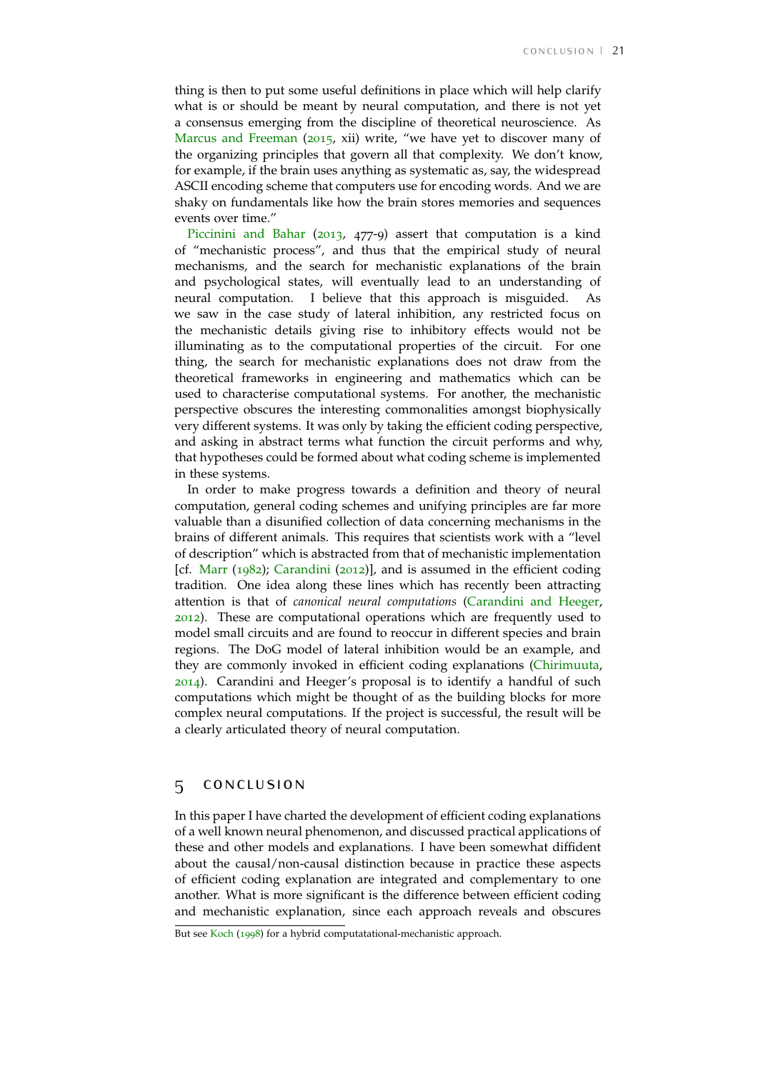thing is then to put some useful definitions in place which will help clarify what is or should be meant by neural computation, and there is not yet a consensus emerging from the discipline of theoretical neuroscience. As Marcus and Freeman (2015, xii) write, "we have yet to discover many of the organizing principles that govern all that complexity. We don't know, for example, if the brain uses anything as systematic as, say, the widespread ASCII encoding scheme that computers use for encoding words. And we are shaky on fundamentals like how the brain stores memories and sequences events over time."

Piccinini and Bahar (2013, 477-9) assert that computation is a kind of "mechanistic process", and thus that the empirical study of neural mechanisms, and the search for mechanistic explanations of the brain and psychological states, will eventually lead to an understanding of neural computation. I believe that this approach is misguided. As we saw in the case study of lateral inhibition, any restricted focus on the mechanistic details giving rise to inhibitory effects would not be illuminating as to the computational properties of the circuit. For one thing, the search for mechanistic explanations does not draw from the theoretical frameworks in engineering and mathematics which can be used to characterise computational systems. For another, the mechanistic perspective obscures the interesting commonalities amongst biophysically very different systems. It was only by taking the efficient coding perspective, and asking in abstract terms what function the circuit performs and why, that hypotheses could be formed about what coding scheme is implemented in these systems.

In order to make progress towards a definition and theory of neural computation, general coding schemes and unifying principles are far more valuable than a disunified collection of data concerning mechanisms in the brains of different animals. This requires that scientists work with a "level of description" which is abstracted from that of mechanistic implementation [cf. Marr (1982); Carandini (2012)], and is assumed in the efficient coding tradition. One idea along these lines which has recently been attracting attention is that of *canonical neural computations* (Carandini and Heeger, 2012). These are computational operations which are frequently used to model small circuits and are found to reoccur in different species and brain regions. The DoG model of lateral inhibition would be an example, and they are commonly invoked in efficient coding explanations (Chirimuuta, 2014). Carandini and Heeger's proposal is to identify a handful of such computations which might be thought of as the building blocks for more complex neural computations. If the project is successful, the result will be a clearly articulated theory of neural computation.

## 5 CONCLUSION

In this paper I have charted the development of efficient coding explanations of a well known neural phenomenon, and discussed practical applications of these and other models and explanations. I have been somewhat diffident about the causal/non-causal distinction because in practice these aspects of efficient coding explanation are integrated and complementary to one another. What is more significant is the difference between efficient coding and mechanistic explanation, since each approach reveals and obscures

But see Koch (1998) for a hybrid computatational-mechanistic approach.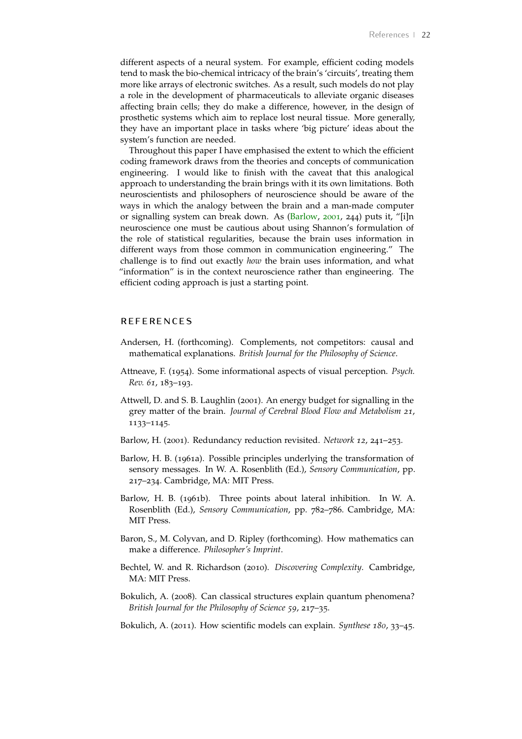different aspects of a neural system. For example, efficient coding models tend to mask the bio-chemical intricacy of the brain's 'circuits', treating them more like arrays of electronic switches. As a result, such models do not play a role in the development of pharmaceuticals to alleviate organic diseases affecting brain cells; they do make a difference, however, in the design of prosthetic systems which aim to replace lost neural tissue. More generally, they have an important place in tasks where 'big picture' ideas about the system's function are needed.

Throughout this paper I have emphasised the extent to which the efficient coding framework draws from the theories and concepts of communication engineering. I would like to finish with the caveat that this analogical approach to understanding the brain brings with it its own limitations. Both neuroscientists and philosophers of neuroscience should be aware of the ways in which the analogy between the brain and a man-made computer or signalling system can break down. As (Barlow, 2001, 244) puts it, "[i]n neuroscience one must be cautious about using Shannon's formulation of the role of statistical regularities, because the brain uses information in different ways from those common in communication engineering." The challenge is to find out exactly *how* the brain uses information, and what "information" is in the context neuroscience rather than engineering. The efficient coding approach is just a starting point.

## REFERENCES

Andersen, H. (forthcoming). Complements, not competitors: causal and mathematical explanations. *British Journal for the Philosophy of Science*.

Attneave, F. (1954). Some informational aspects of visual perception. *Psych. Rev. 61*, 183–193.

Attwell, D. and S. B. Laughlin (2001). An energy budget for signalling in the grey matter of the brain. *Journal of Cerebral Blood Flow and Metabolism 21*, 1133–1145.

Barlow, H. (2001). Redundancy reduction revisited. *Network 12*, 241–253.

Barlow, H. B. (1961a). Possible principles underlying the transformation of sensory messages. In W. A. Rosenblith (Ed.), *Sensory Communication*, pp. 217–234. Cambridge, MA: MIT Press.

Barlow, H. B. (1961b). Three points about lateral inhibition. In W. A. Rosenblith (Ed.), *Sensory Communication*, pp. 782–786. Cambridge, MA: MIT Press.

Baron, S., M. Colyvan, and D. Ripley (forthcoming). How mathematics can make a difference. *Philosopher's Imprint*.

Bechtel, W. and R. Richardson (2010). *Discovering Complexity*. Cambridge, MA: MIT Press.

Bokulich, A. (2008). Can classical structures explain quantum phenomena? *British Journal for the Philosophy of Science 59*, 217–35.

Bokulich, A. (2011). How scientific models can explain. *Synthese 180*, 33–45.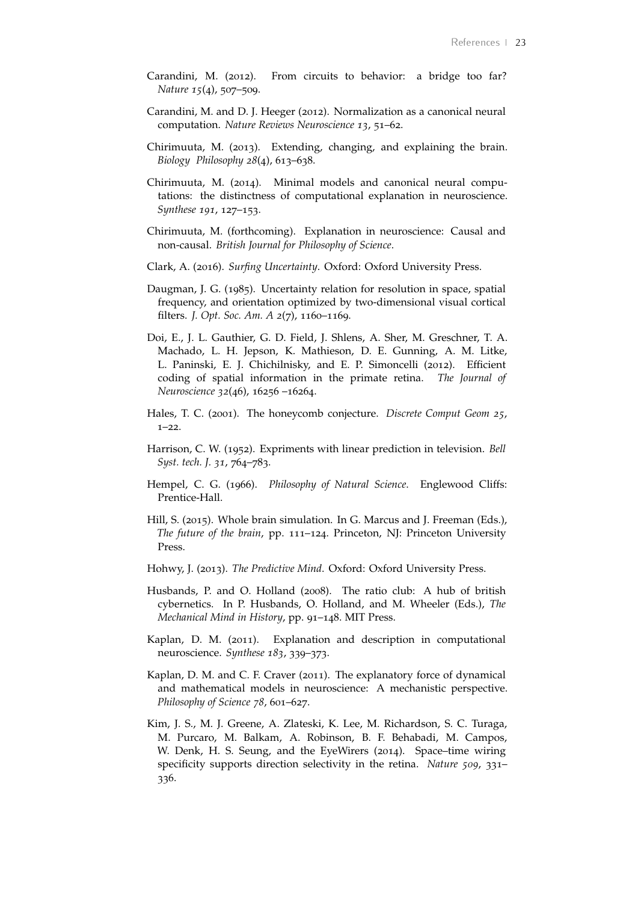Carandini, M. (2012). From circuits to behavior: a bridge too far? *Nature 15*(4), 507–509.

Carandini, M. and D. J. Heeger (2012). Normalization as a canonical neural computation. *Nature Reviews Neuroscience 13*, 51–62.

Chirimuuta, M. (2013). Extending, changing, and explaining the brain. *Biology Philosophy 28*(4), 613–638.

Chirimuuta, M. (2014). Minimal models and canonical neural computations: the distinctness of computational explanation in neuroscience. *Synthese 191*, 127–153.

Chirimuuta, M. (forthcoming). Explanation in neuroscience: Causal and non-causal. *British Journal for Philosophy of Science*.

Clark, A. (2016). *Surfing Uncertainty*. Oxford: Oxford University Press.

Daugman, J. G. (1985). Uncertainty relation for resolution in space, spatial frequency, and orientation optimized by two-dimensional visual cortical filters. *J. Opt. Soc. Am. A 2*(7), 1160–1169.

Doi, E., J. L. Gauthier, G. D. Field, J. Shlens, A. Sher, M. Greschner, T. A. Machado, L. H. Jepson, K. Mathieson, D. E. Gunning, A. M. Litke, L. Paninski, E. J. Chichilnisky, and E. P. Simoncelli (2012). Efficient coding of spatial information in the primate retina. *The Journal of Neuroscience 32*(46), 16256 –16264.

Hales, T. C. (2001). The honeycomb conjecture. *Discrete Comput Geom 25*, 1–22.

Harrison, C. W. (1952). Expriments with linear prediction in television. *Bell Syst. tech. J. 31*, 764–783.

Hempel, C. G. (1966). *Philosophy of Natural Science*. Englewood Cliffs: Prentice-Hall.

Hill, S. (2015). Whole brain simulation. In G. Marcus and J. Freeman (Eds.), *The future of the brain*, pp. 111–124. Princeton, NJ: Princeton University Press.

Hohwy, J. (2013). *The Predictive Mind*. Oxford: Oxford University Press.

Husbands, P. and O. Holland (2008). The ratio club: A hub of british cybernetics. In P. Husbands, O. Holland, and M. Wheeler (Eds.), *The Mechanical Mind in History*, pp. 91–148. MIT Press.

Kaplan, D. M. (2011). Explanation and description in computational neuroscience. *Synthese 183*, 339–373.

Kaplan, D. M. and C. F. Craver (2011). The explanatory force of dynamical and mathematical models in neuroscience: A mechanistic perspective. *Philosophy of Science 78*, 601–627.

Kim, J. S., M. J. Greene, A. Zlateski, K. Lee, M. Richardson, S. C. Turaga, M. Purcaro, M. Balkam, A. Robinson, B. F. Behabadi, M. Campos, W. Denk, H. S. Seung, and the EyeWirers (2014). Space–time wiring specificity supports direction selectivity in the retina. *Nature 509*, 331–336.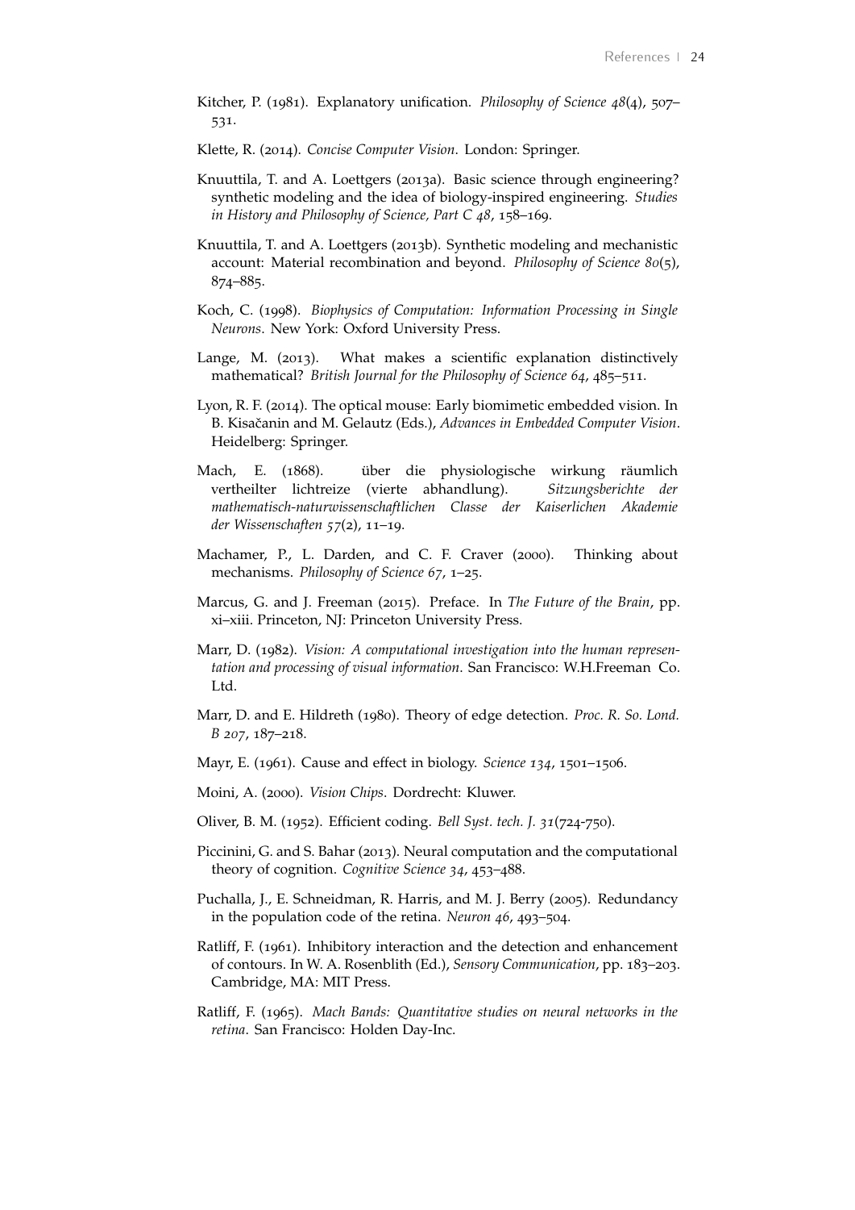Kitcher, P. (1981). Explanatory unification. *Philosophy of Science 48*(4), 507–531.

Klette, R. (2014). *Concise Computer Vision*. London: Springer.

Knuuttila, T. and A. Loettgers (2013a). Basic science through engineering? synthetic modeling and the idea of biology-inspired engineering. *Studies in History and Philosophy of Science, Part C 48*, 158–169.

Knuuttila, T. and A. Loettgers (2013b). Synthetic modeling and mechanistic account: Material recombination and beyond. *Philosophy of Science 80*(5), 874–885.

Koch, C. (1998). *Biophysics of Computation: Information Processing in Single Neurons*. New York: Oxford University Press.

Lange, M. (2013). What makes a scientific explanation distinctively mathematical? *British Journal for the Philosophy of Science 64*, 485–511.

Lyon, R. F. (2014). The optical mouse: Early biomimetic embedded vision. In B. Kisačanin and M. Gelautz (Eds.), *Advances in Embedded Computer Vision*. Heidelberg: Springer.

Mach, E. (1868). über die physiologische wirkung räumlich vertheilter lichtreize (vierte abhandlung). *Sitzungsberichte der mathematisch-naturwissenschaftlichen Classe der Kaiserlichen Akademie der Wissenschaften 57*(2), 11–19.

Machamer, P., L. Darden, and C. F. Craver (2000). Thinking about mechanisms. *Philosophy of Science 67*, 1–25.

Marcus, G. and J. Freeman (2015). Preface. In *The Future of the Brain*, pp. xi–xiii. Princeton, NJ: Princeton University Press.

Marr, D. (1982). *Vision: A computational investigation into the human representation and processing of visual information*. San Francisco: W.H.Freeman Co. Ltd.

Marr, D. and E. Hildreth (1980). Theory of edge detection. *Proc. R. So. Lond. B 207*, 187–218.

Mayr, E. (1961). Cause and effect in biology. *Science 134*, 1501–1506.

Moini, A. (2000). *Vision Chips*. Dordrecht: Kluwer.

Oliver, B. M. (1952). Efficient coding. *Bell Syst. tech. J. 31*(724-750).

Piccinini, G. and S. Bahar (2013). Neural computation and the computational theory of cognition. *Cognitive Science 34*, 453–488.

Puchalla, J., E. Schneidman, R. Harris, and M. J. Berry (2005). Redundancy in the population code of the retina. *Neuron 46*, 493–504.

Ratliff, F. (1961). Inhibitory interaction and the detection and enhancement of contours. In W. A. Rosenblith (Ed.), *Sensory Communication*, pp. 183–203. Cambridge, MA: MIT Press.

Ratliff, F. (1965). *Mach Bands: Quantitative studies on neural networks in the retina*. San Francisco: Holden Day-Inc.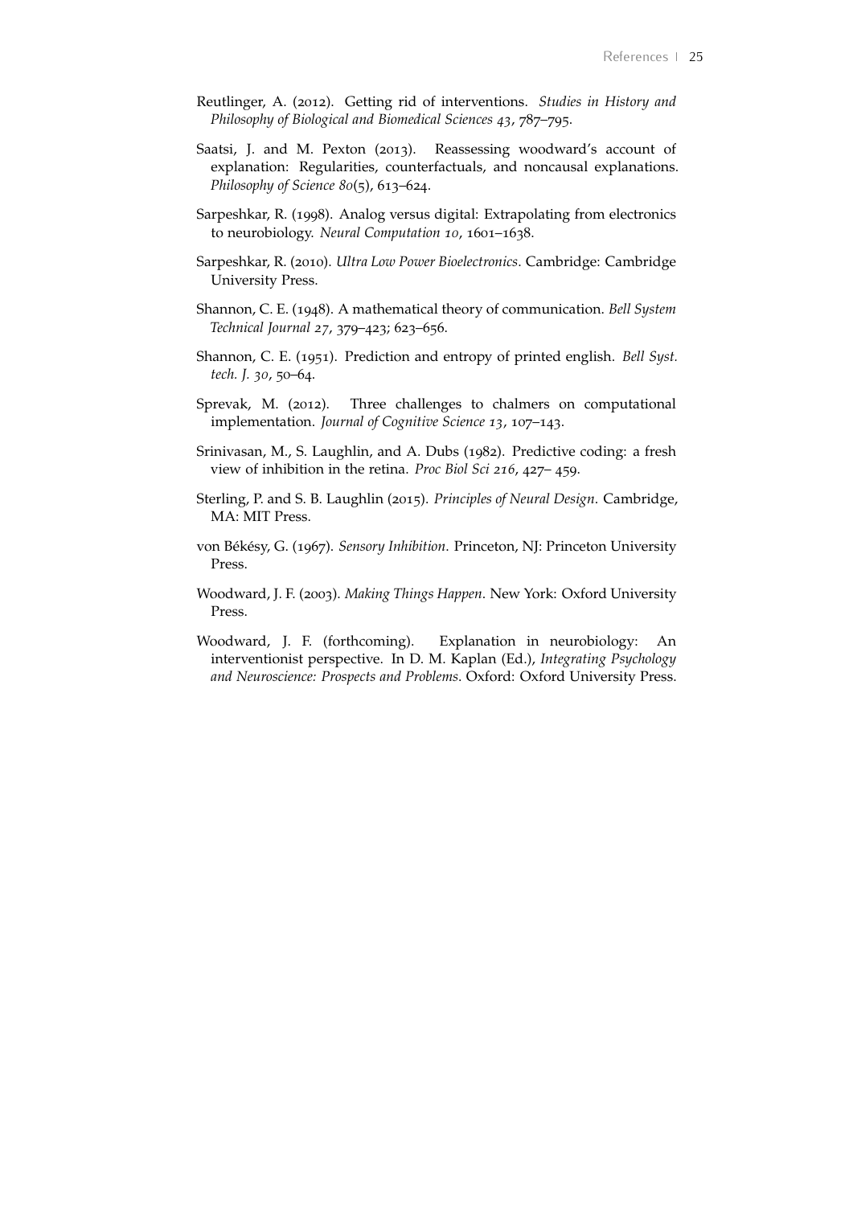Reutlinger, A. (2012). Getting rid of interventions. *Studies in History and Philosophy of Biological and Biomedical Sciences 43*, 787–795.

Saatsi, J. and M. Pexton (2013). Reassessing woodward's account of explanation: Regularities, counterfactuals, and noncausal explanations. *Philosophy of Science 80*(5), 613–624.

Sarpeshkar, R. (1998). Analog versus digital: Extrapolating from electronics to neurobiology. *Neural Computation 10*, 1601–1638.

Sarpeshkar, R. (2010). *Ultra Low Power Bioelectronics*. Cambridge: Cambridge University Press.

Shannon, C. E. (1948). A mathematical theory of communication. *Bell System Technical Journal 27*, 379–423; 623–656.

Shannon, C. E. (1951). Prediction and entropy of printed english. *Bell Syst. tech. J. 30*, 50–64.

Sprevak, M. (2012). Three challenges to chalmers on computational implementation. *Journal of Cognitive Science 13*, 107–143.

Srinivasan, M., S. Laughlin, and A. Dubs (1982). Predictive coding: a fresh view of inhibition in the retina. *Proc Biol Sci 216*, 427– 459.

Sterling, P. and S. B. Laughlin (2015). *Principles of Neural Design*. Cambridge, MA: MIT Press.

von Békésy, G. (1967). *Sensory Inhibition*. Princeton, NJ: Princeton University Press.

Woodward, J. F. (2003). *Making Things Happen*. New York: Oxford University Press.

Woodward, J. F. (forthcoming). Explanation in neurobiology: An interventionist perspective. In D. M. Kaplan (Ed.), *Integrating Psychology and Neuroscience: Prospects and Problems*. Oxford: Oxford University Press.